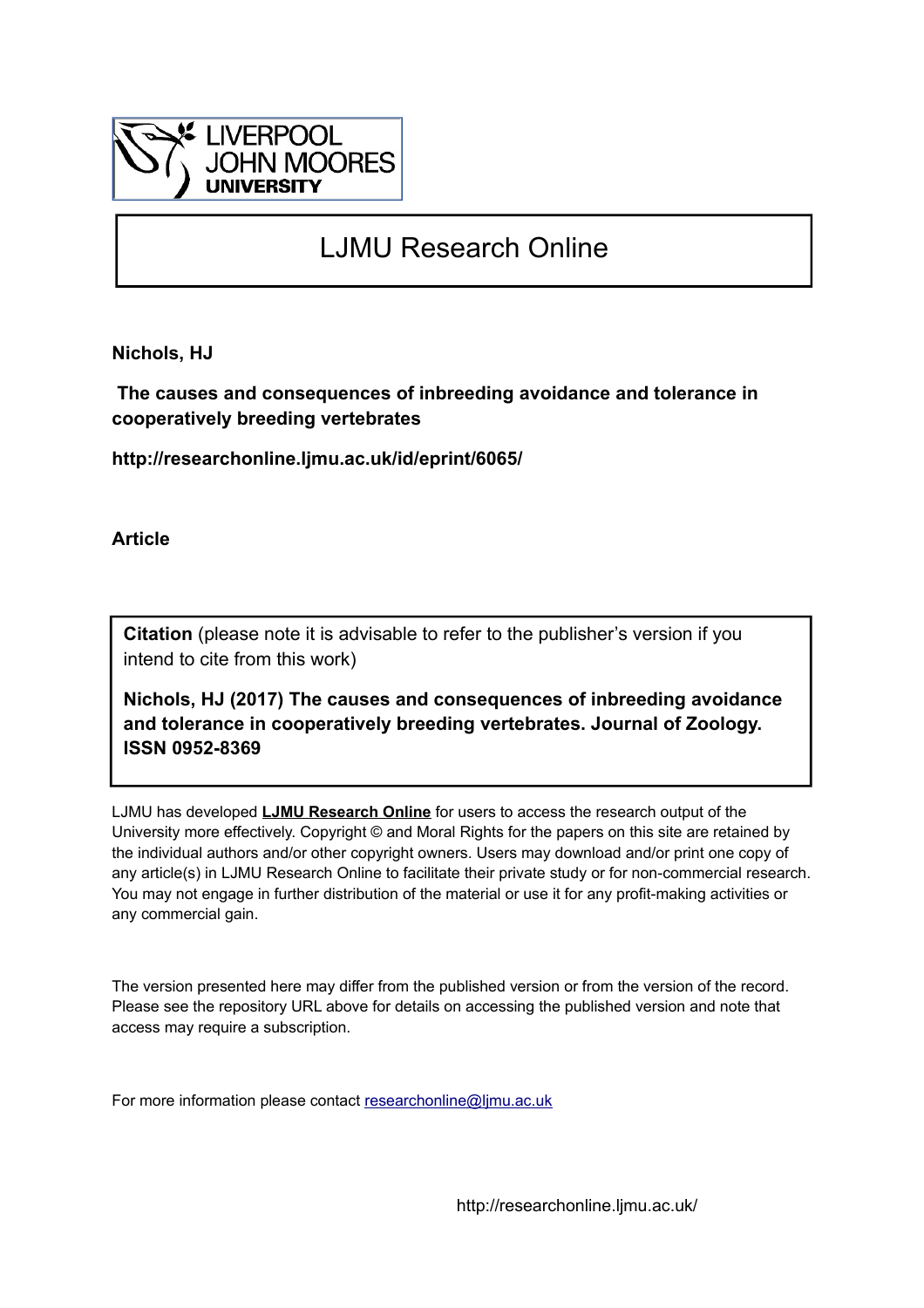LIVERPOOL JOHN MOORES UNIVERSITY

# LJMU Research Online

**Nichols, HJ**

**The causes and consequences of inbreeding avoidance and tolerance in cooperatively breeding vertebrates**

**http://researchonline.ljmu.ac.uk/id/eprint/6065/**

**Article**

**Citation** (please note it is advisable to refer to the publisher's version if you intend to cite from this work)

**Nichols, HJ (2017) The causes and consequences of inbreeding avoidance and tolerance in cooperatively breeding vertebrates. Journal of Zoology. ISSN 0952-8369**

LJMU has developed **LJMU Research Online** for users to access the research output of the University more effectively. Copyright © and Moral Rights for the papers on this site are retained by the individual authors and/or other copyright owners. Users may download and/or print one copy of any article(s) in LJMU Research Online to facilitate their private study or for non-commercial research. You may not engage in further distribution of the material or use it for any profit-making activities or any commercial gain.

The version presented here may differ from the published version or from the version of the record. Please see the repository URL above for details on accessing the published version and note that access may require a subscription.

For more information please contact researchonline@ljmu.ac.uk

http://researchonline.ljmu.ac.uk/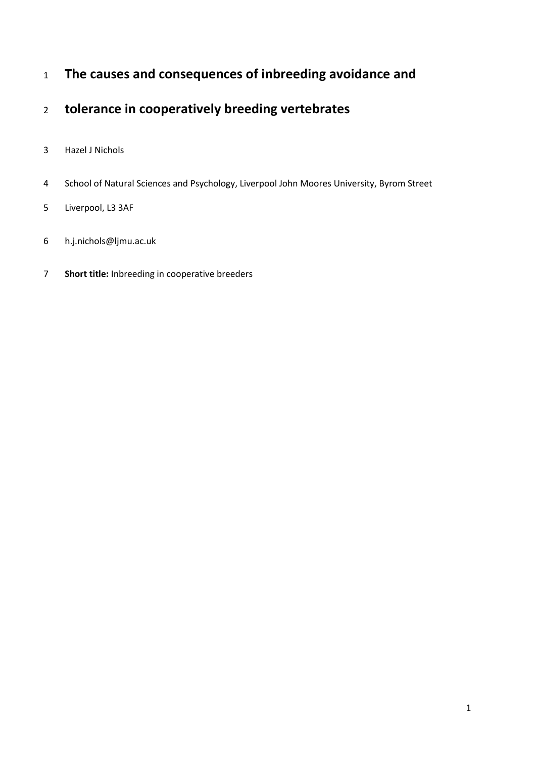# The causes and consequences of inbreeding avoidance and tolerance in cooperatively breeding vertebrates

Hazel J Nichols

School of Natural Sciences and Psychology, Liverpool John Moores University, Byrom Street Liverpool, L3 3AF

h.j.nichols@ljmu.ac.uk

**Short title:** Inbreeding in cooperative breeders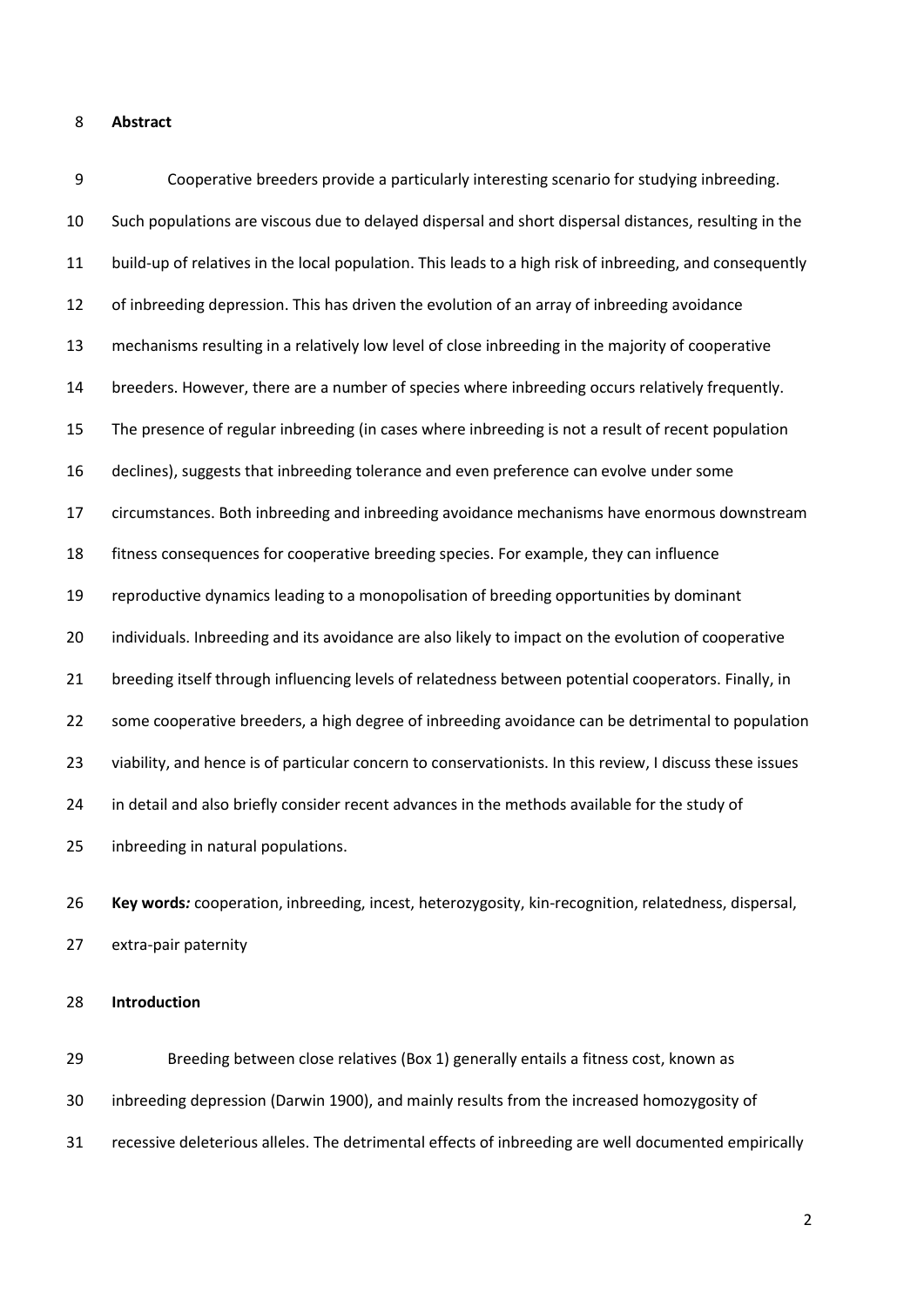## Abstract

Cooperative breeders provide a particularly interesting scenario for studying inbreeding. Such populations are viscous due to delayed dispersal and short dispersal distances, resulting in the build-up of relatives in the local population. This leads to a high risk of inbreeding, and consequently of inbreeding depression. This has driven the evolution of an array of inbreeding avoidance mechanisms resulting in a relatively low level of close inbreeding in the majority of cooperative breeders. However, there are a number of species where inbreeding occurs relatively frequently. The presence of regular inbreeding (in cases where inbreeding is not a result of recent population declines), suggests that inbreeding tolerance and even preference can evolve under some circumstances. Both inbreeding and inbreeding avoidance mechanisms have enormous downstream fitness consequences for cooperative breeding species. For example, they can influence reproductive dynamics leading to a monopolisation of breeding opportunities by dominant individuals. Inbreeding and its avoidance are also likely to impact on the evolution of cooperative breeding itself through influencing levels of relatedness between potential cooperators. Finally, in some cooperative breeders, a high degree of inbreeding avoidance can be detrimental to population viability, and hence is of particular concern to conservationists. In this review, I discuss these issues in detail and also briefly consider recent advances in the methods available for the study of inbreeding in natural populations.

**Key words***:* cooperation, inbreeding, incest, heterozygosity, kin-recognition, relatedness, dispersal, extra-pair paternity

## Introduction

Breeding between close relatives (Box 1) generally entails a fitness cost, known as inbreeding depression (Darwin 1900), and mainly results from the increased homozygosity of recessive deleterious alleles. The detrimental effects of inbreeding are well documented empirically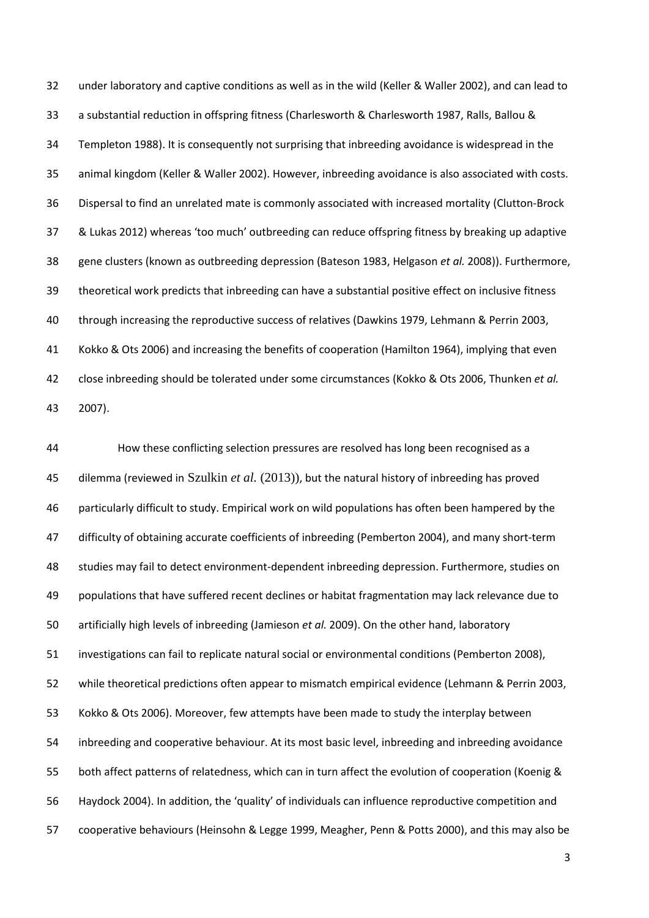under laboratory and captive conditions as well as in the wild (Keller & Waller 2002), and can lead to a substantial reduction in offspring fitness (Charlesworth & Charlesworth 1987, Ralls, Ballou & Templeton 1988). It is consequently not surprising that inbreeding avoidance is widespread in the animal kingdom (Keller & Waller 2002). However, inbreeding avoidance is also associated with costs. Dispersal to find an unrelated mate is commonly associated with increased mortality (Clutton-Brock & Lukas 2012) whereas 'too much' outbreeding can reduce offspring fitness by breaking up adaptive gene clusters (known as outbreeding depression (Bateson 1983, Helgason *et al.* 2008)). Furthermore, theoretical work predicts that inbreeding can have a substantial positive effect on inclusive fitness through increasing the reproductive success of relatives (Dawkins 1979, Lehmann & Perrin 2003, Kokko & Ots 2006) and increasing the benefits of cooperation (Hamilton 1964), implying that even close inbreeding should be tolerated under some circumstances (Kokko & Ots 2006, Thunken *et al.* 2007).

How these conflicting selection pressures are resolved has long been recognised as a dilemma (reviewed in Szulkin *et al.* (2013)), but the natural history of inbreeding has proved particularly difficult to study. Empirical work on wild populations has often been hampered by the difficulty of obtaining accurate coefficients of inbreeding (Pemberton 2004), and many short-term studies may fail to detect environment-dependent inbreeding depression. Furthermore, studies on populations that have suffered recent declines or habitat fragmentation may lack relevance due to artificially high levels of inbreeding (Jamieson *et al.* 2009). On the other hand, laboratory investigations can fail to replicate natural social or environmental conditions (Pemberton 2008), while theoretical predictions often appear to mismatch empirical evidence (Lehmann & Perrin 2003, Kokko & Ots 2006). Moreover, few attempts have been made to study the interplay between inbreeding and cooperative behaviour. At its most basic level, inbreeding and inbreeding avoidance both affect patterns of relatedness, which can in turn affect the evolution of cooperation (Koenig & Haydock 2004). In addition, the 'quality' of individuals can influence reproductive competition and cooperative behaviours (Heinsohn & Legge 1999, Meagher, Penn & Potts 2000), and this may also be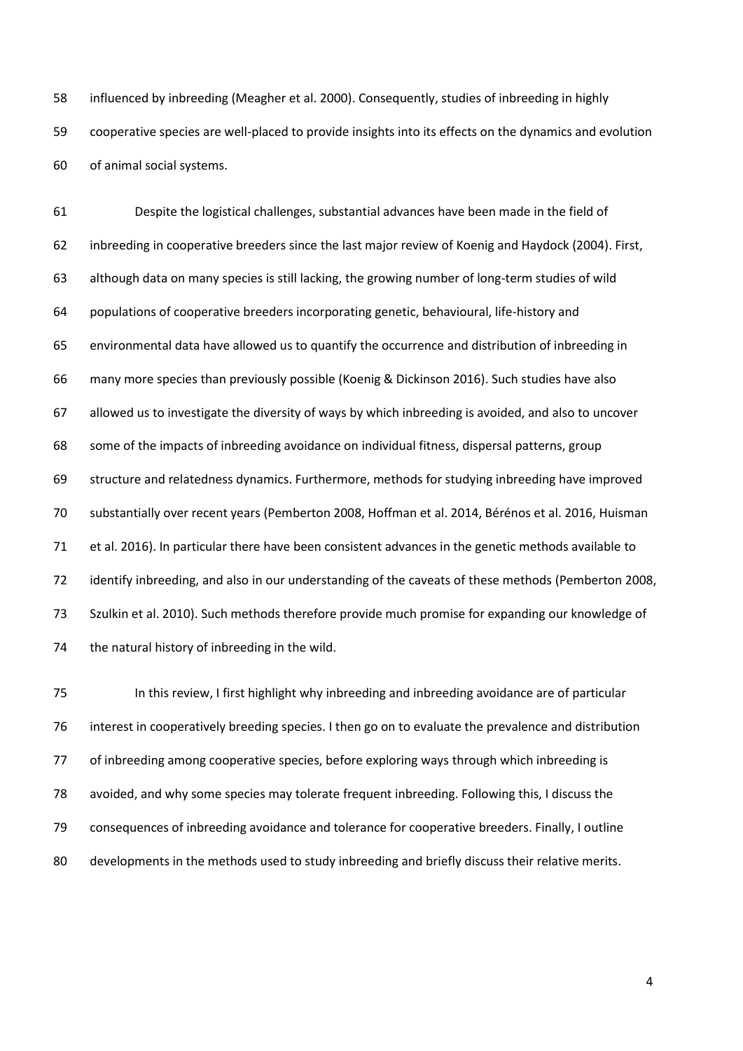influenced by inbreeding (Meagher et al. 2000). Consequently, studies of inbreeding in highly cooperative species are well-placed to provide insights into its effects on the dynamics and evolution of animal social systems.

Despite the logistical challenges, substantial advances have been made in the field of inbreeding in cooperative breeders since the last major review of Koenig and Haydock (2004). First, although data on many species is still lacking, the growing number of long-term studies of wild populations of cooperative breeders incorporating genetic, behavioural, life-history and environmental data have allowed us to quantify the occurrence and distribution of inbreeding in many more species than previously possible (Koenig & Dickinson 2016). Such studies have also allowed us to investigate the diversity of ways by which inbreeding is avoided, and also to uncover some of the impacts of inbreeding avoidance on individual fitness, dispersal patterns, group structure and relatedness dynamics. Furthermore, methods for studying inbreeding have improved substantially over recent years (Pemberton 2008, Hoffman et al. 2014, Bérénos et al. 2016, Huisman et al. 2016). In particular there have been consistent advances in the genetic methods available to identify inbreeding, and also in our understanding of the caveats of these methods (Pemberton 2008, Szulkin et al. 2010). Such methods therefore provide much promise for expanding our knowledge of the natural history of inbreeding in the wild.

In this review, I first highlight why inbreeding and inbreeding avoidance are of particular interest in cooperatively breeding species. I then go on to evaluate the prevalence and distribution of inbreeding among cooperative species, before exploring ways through which inbreeding is avoided, and why some species may tolerate frequent inbreeding. Following this, I discuss the consequences of inbreeding avoidance and tolerance for cooperative breeders. Finally, I outline developments in the methods used to study inbreeding and briefly discuss their relative merits.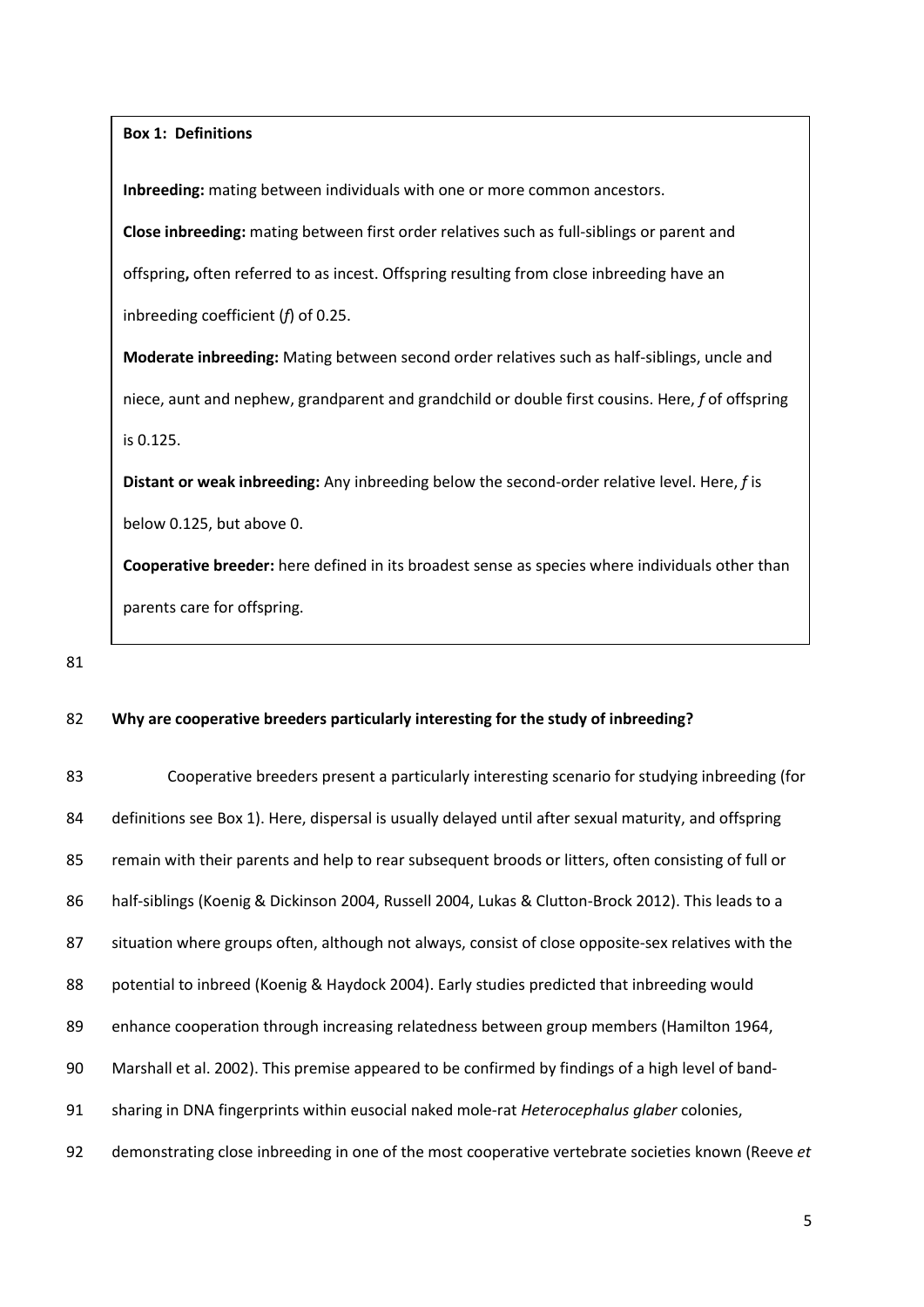**Box 1: Definitions**

**Inbreeding:** mating between individuals with one or more common ancestors.

**Close inbreeding:** mating between first order relatives such as full-siblings or parent and offspring**,** often referred to as incest. Offspring resulting from close inbreeding have an inbreeding coefficient (*f*) of 0.25.

**Moderate inbreeding:** Mating between second order relatives such as half-siblings, uncle and niece, aunt and nephew, grandparent and grandchild or double first cousins. Here, *f* of offspring is 0.125.

**Distant or weak inbreeding:** Any inbreeding below the second-order relative level. Here, *f* is below 0.125, but above 0.

**Cooperative breeder:** here defined in its broadest sense as species where individuals other than parents care for offspring.

## Why are cooperative breeders particularly interesting for the study of inbreeding?

Cooperative breeders present a particularly interesting scenario for studying inbreeding (for definitions see Box 1). Here, dispersal is usually delayed until after sexual maturity, and offspring remain with their parents and help to rear subsequent broods or litters, often consisting of full or half-siblings (Koenig & Dickinson 2004, Russell 2004, Lukas & Clutton-Brock 2012). This leads to a situation where groups often, although not always, consist of close opposite-sex relatives with the potential to inbreed (Koenig & Haydock 2004). Early studies predicted that inbreeding would enhance cooperation through increasing relatedness between group members (Hamilton 1964, Marshall et al. 2002). This premise appeared to be confirmed by findings of a high level of band-sharing in DNA fingerprints within eusocial naked mole-rat *Heterocephalus glaber* colonies, demonstrating close inbreeding in one of the most cooperative vertebrate societies known (Reeve *et*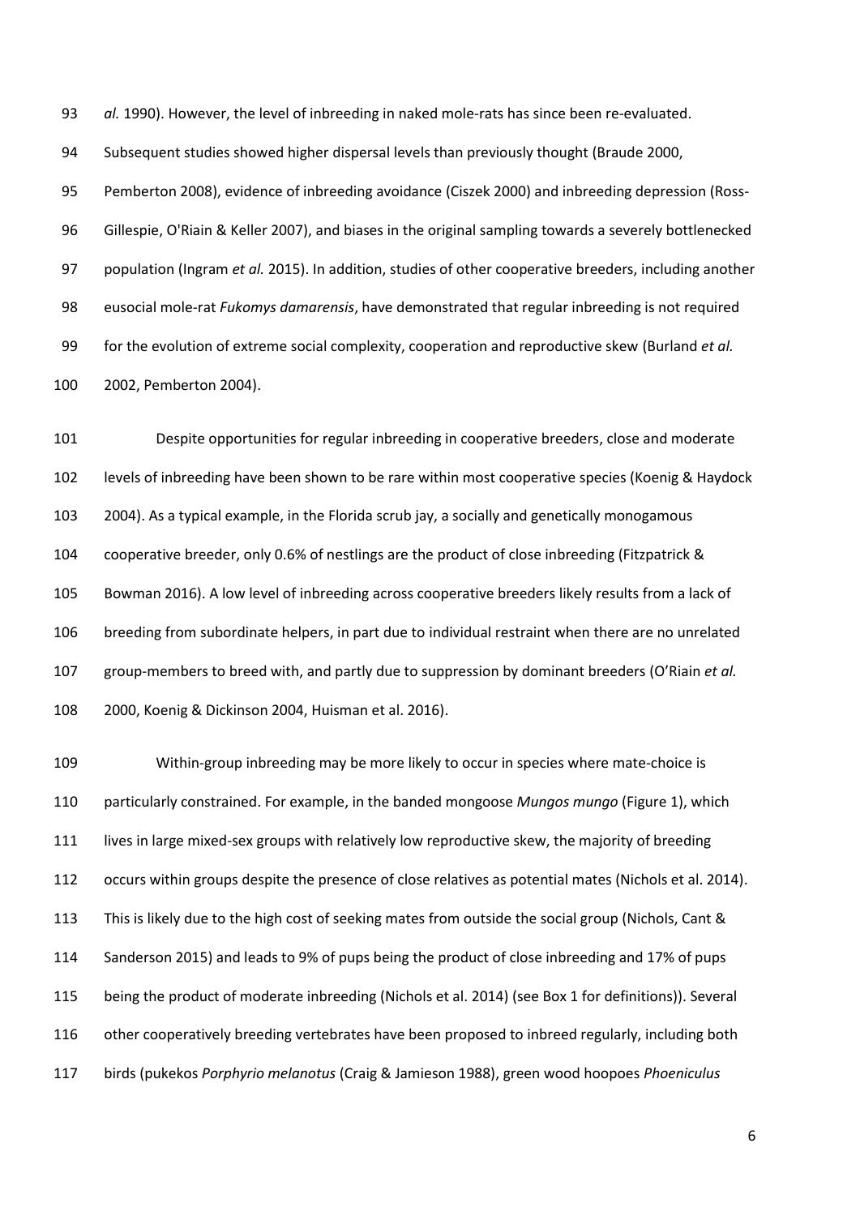*al.* 1990). However, the level of inbreeding in naked mole-rats has since been re-evaluated. Subsequent studies showed higher dispersal levels than previously thought (Braude 2000, Pemberton 2008), evidence of inbreeding avoidance (Ciszek 2000) and inbreeding depression (Ross-Gillespie, O'Riain & Keller 2007), and biases in the original sampling towards a severely bottlenecked population (Ingram *et al.* 2015). In addition, studies of other cooperative breeders, including another eusocial mole-rat *Fukomys damarensis*, have demonstrated that regular inbreeding is not required for the evolution of extreme social complexity, cooperation and reproductive skew (Burland *et al.* 2002, Pemberton 2004).

Despite opportunities for regular inbreeding in cooperative breeders, close and moderate levels of inbreeding have been shown to be rare within most cooperative species (Koenig & Haydock 2004). As a typical example, in the Florida scrub jay, a socially and genetically monogamous cooperative breeder, only 0.6% of nestlings are the product of close inbreeding (Fitzpatrick & Bowman 2016). A low level of inbreeding across cooperative breeders likely results from a lack of breeding from subordinate helpers, in part due to individual restraint when there are no unrelated group-members to breed with, and partly due to suppression by dominant breeders (O'Riain *et al.* 2000, Koenig & Dickinson 2004, Huisman et al. 2016).

Within-group inbreeding may be more likely to occur in species where mate-choice is particularly constrained. For example, in the banded mongoose *Mungos mungo* (Figure 1), which lives in large mixed-sex groups with relatively low reproductive skew, the majority of breeding occurs within groups despite the presence of close relatives as potential mates (Nichols et al. 2014). This is likely due to the high cost of seeking mates from outside the social group (Nichols, Cant & Sanderson 2015) and leads to 9% of pups being the product of close inbreeding and 17% of pups being the product of moderate inbreeding (Nichols et al. 2014) (see Box 1 for definitions)). Several other cooperatively breeding vertebrates have been proposed to inbreed regularly, including both birds (pukekos *Porphyrio melanotus* (Craig & Jamieson 1988), green wood hoopoes *Phoeniculus*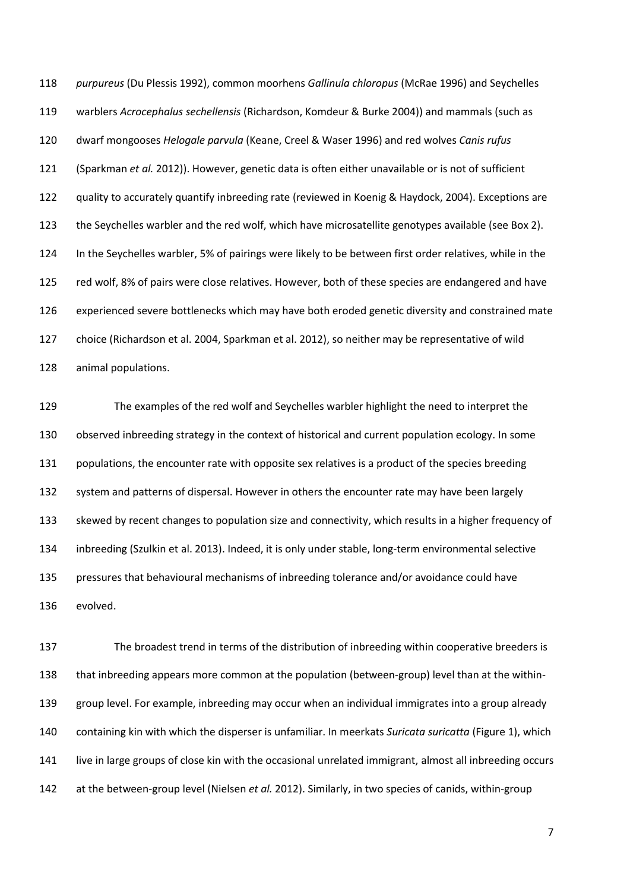*purpureus* (Du Plessis 1992), common moorhens *Gallinula chloropus* (McRae 1996) and Seychelles warblers *Acrocephalus sechellensis* (Richardson, Komdeur & Burke 2004)) and mammals (such as dwarf mongooses *Helogale parvula* (Keane, Creel & Waser 1996) and red wolves *Canis rufus* (Sparkman *et al.* 2012)). However, genetic data is often either unavailable or is not of sufficient quality to accurately quantify inbreeding rate (reviewed in Koenig & Haydock, 2004). Exceptions are the Seychelles warbler and the red wolf, which have microsatellite genotypes available (see Box 2). In the Seychelles warbler, 5% of pairings were likely to be between first order relatives, while in the red wolf, 8% of pairs were close relatives. However, both of these species are endangered and have experienced severe bottlenecks which may have both eroded genetic diversity and constrained mate choice (Richardson et al. 2004, Sparkman et al. 2012), so neither may be representative of wild animal populations.

The examples of the red wolf and Seychelles warbler highlight the need to interpret the observed inbreeding strategy in the context of historical and current population ecology. In some populations, the encounter rate with opposite sex relatives is a product of the species breeding system and patterns of dispersal. However in others the encounter rate may have been largely skewed by recent changes to population size and connectivity, which results in a higher frequency of inbreeding (Szulkin et al. 2013). Indeed, it is only under stable, long-term environmental selective pressures that behavioural mechanisms of inbreeding tolerance and/or avoidance could have evolved.

The broadest trend in terms of the distribution of inbreeding within cooperative breeders is that inbreeding appears more common at the population (between-group) level than at the within-group level. For example, inbreeding may occur when an individual immigrates into a group already containing kin with which the disperser is unfamiliar. In meerkats *Suricata suricatta* (Figure 1), which live in large groups of close kin with the occasional unrelated immigrant, almost all inbreeding occurs at the between-group level (Nielsen *et al.* 2012). Similarly, in two species of canids, within-group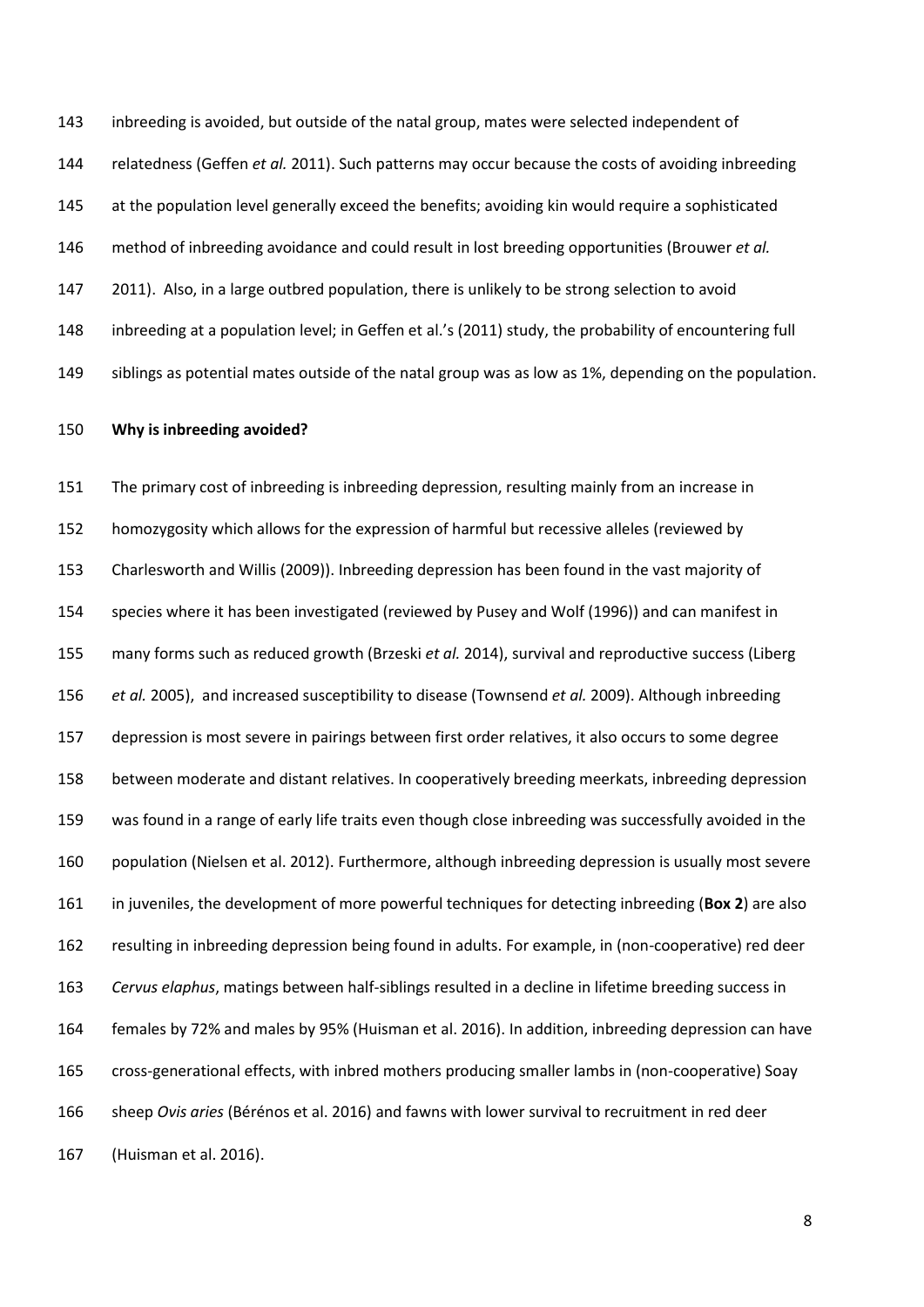inbreeding is avoided, but outside of the natal group, mates were selected independent of relatedness (Geffen *et al.* 2011). Such patterns may occur because the costs of avoiding inbreeding at the population level generally exceed the benefits; avoiding kin would require a sophisticated method of inbreeding avoidance and could result in lost breeding opportunities (Brouwer *et al.* 2011). Also, in a large outbred population, there is unlikely to be strong selection to avoid inbreeding at a population level; in Geffen et al.'s (2011) study, the probability of encountering full siblings as potential mates outside of the natal group was as low as 1%, depending on the population.

**Why is inbreeding avoided?**

The primary cost of inbreeding is inbreeding depression, resulting mainly from an increase in homozygosity which allows for the expression of harmful but recessive alleles (reviewed by Charlesworth and Willis (2009)). Inbreeding depression has been found in the vast majority of species where it has been investigated (reviewed by Pusey and Wolf (1996)) and can manifest in many forms such as reduced growth (Brzeski *et al.* 2014), survival and reproductive success (Liberg *et al.* 2005), and increased susceptibility to disease (Townsend *et al.* 2009). Although inbreeding depression is most severe in pairings between first order relatives, it also occurs to some degree between moderate and distant relatives. In cooperatively breeding meerkats, inbreeding depression was found in a range of early life traits even though close inbreeding was successfully avoided in the population (Nielsen et al. 2012). Furthermore, although inbreeding depression is usually most severe in juveniles, the development of more powerful techniques for detecting inbreeding (**Box 2**) are also resulting in inbreeding depression being found in adults. For example, in (non-cooperative) red deer *Cervus elaphus*, matings between half-siblings resulted in a decline in lifetime breeding success in females by 72% and males by 95% (Huisman et al. 2016). In addition, inbreeding depression can have cross-generational effects, with inbred mothers producing smaller lambs in (non-cooperative) Soay sheep *Ovis aries* (Bérénos et al. 2016) and fawns with lower survival to recruitment in red deer (Huisman et al. 2016).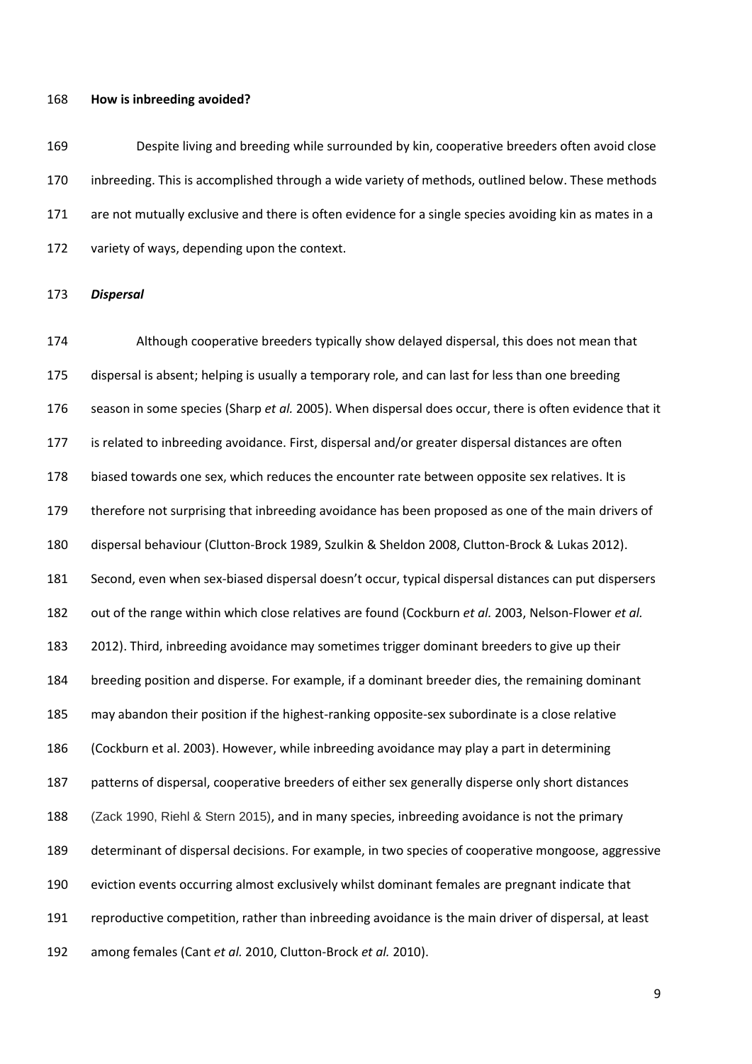**How is inbreeding avoided?**

Despite living and breeding while surrounded by kin, cooperative breeders often avoid close inbreeding. This is accomplished through a wide variety of methods, outlined below. These methods are not mutually exclusive and there is often evidence for a single species avoiding kin as mates in a variety of ways, depending upon the context.

***Dispersal***

Although cooperative breeders typically show delayed dispersal, this does not mean that dispersal is absent; helping is usually a temporary role, and can last for less than one breeding season in some species (Sharp *et al.* 2005). When dispersal does occur, there is often evidence that it is related to inbreeding avoidance. First, dispersal and/or greater dispersal distances are often biased towards one sex, which reduces the encounter rate between opposite sex relatives. It is therefore not surprising that inbreeding avoidance has been proposed as one of the main drivers of dispersal behaviour (Clutton-Brock 1989, Szulkin & Sheldon 2008, Clutton-Brock & Lukas 2012). Second, even when sex-biased dispersal doesn't occur, typical dispersal distances can put dispersers out of the range within which close relatives are found (Cockburn *et al.* 2003, Nelson-Flower *et al.* 2012). Third, inbreeding avoidance may sometimes trigger dominant breeders to give up their breeding position and disperse. For example, if a dominant breeder dies, the remaining dominant may abandon their position if the highest-ranking opposite-sex subordinate is a close relative (Cockburn et al. 2003). However, while inbreeding avoidance may play a part in determining patterns of dispersal, cooperative breeders of either sex generally disperse only short distances (Zack 1990, Riehl & Stern 2015), and in many species, inbreeding avoidance is not the primary determinant of dispersal decisions. For example, in two species of cooperative mongoose, aggressive eviction events occurring almost exclusively whilst dominant females are pregnant indicate that reproductive competition, rather than inbreeding avoidance is the main driver of dispersal, at least among females (Cant *et al.* 2010, Clutton-Brock *et al.* 2010).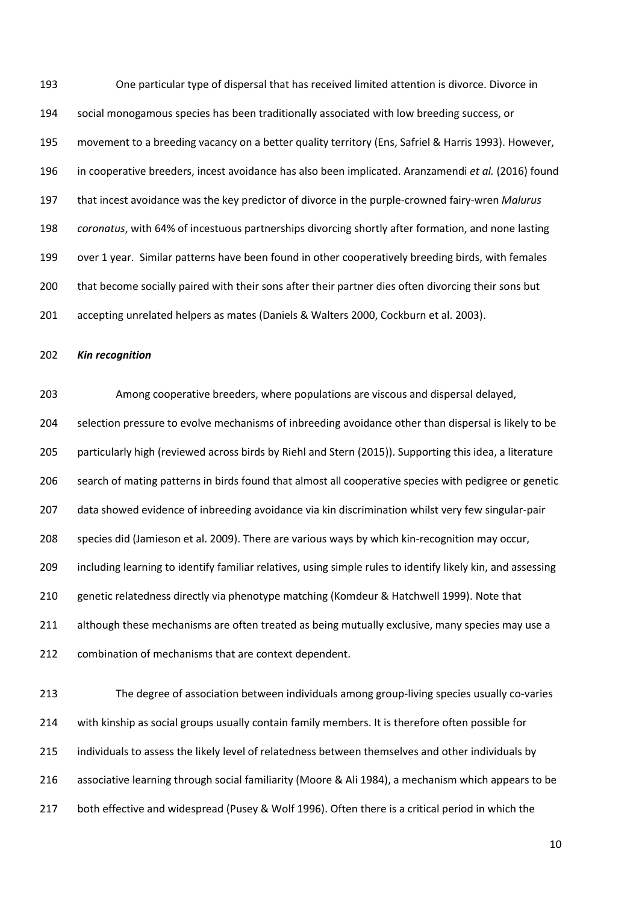One particular type of dispersal that has received limited attention is divorce. Divorce in social monogamous species has been traditionally associated with low breeding success, or movement to a breeding vacancy on a better quality territory (Ens, Safriel & Harris 1993). However, in cooperative breeders, incest avoidance has also been implicated. Aranzamendi *et al.* (2016) found that incest avoidance was the key predictor of divorce in the purple-crowned fairy-wren *Malurus coronatus*, with 64% of incestuous partnerships divorcing shortly after formation, and none lasting over 1 year. Similar patterns have been found in other cooperatively breeding birds, with females that become socially paired with their sons after their partner dies often divorcing their sons but accepting unrelated helpers as mates (Daniels & Walters 2000, Cockburn et al. 2003).

***Kin recognition***

Among cooperative breeders, where populations are viscous and dispersal delayed, selection pressure to evolve mechanisms of inbreeding avoidance other than dispersal is likely to be particularly high (reviewed across birds by Riehl and Stern (2015)). Supporting this idea, a literature search of mating patterns in birds found that almost all cooperative species with pedigree or genetic data showed evidence of inbreeding avoidance via kin discrimination whilst very few singular-pair species did (Jamieson et al. 2009). There are various ways by which kin-recognition may occur, including learning to identify familiar relatives, using simple rules to identify likely kin, and assessing genetic relatedness directly via phenotype matching (Komdeur & Hatchwell 1999). Note that although these mechanisms are often treated as being mutually exclusive, many species may use a combination of mechanisms that are context dependent.

The degree of association between individuals among group-living species usually co-varies with kinship as social groups usually contain family members. It is therefore often possible for individuals to assess the likely level of relatedness between themselves and other individuals by associative learning through social familiarity (Moore & Ali 1984), a mechanism which appears to be both effective and widespread (Pusey & Wolf 1996). Often there is a critical period in which the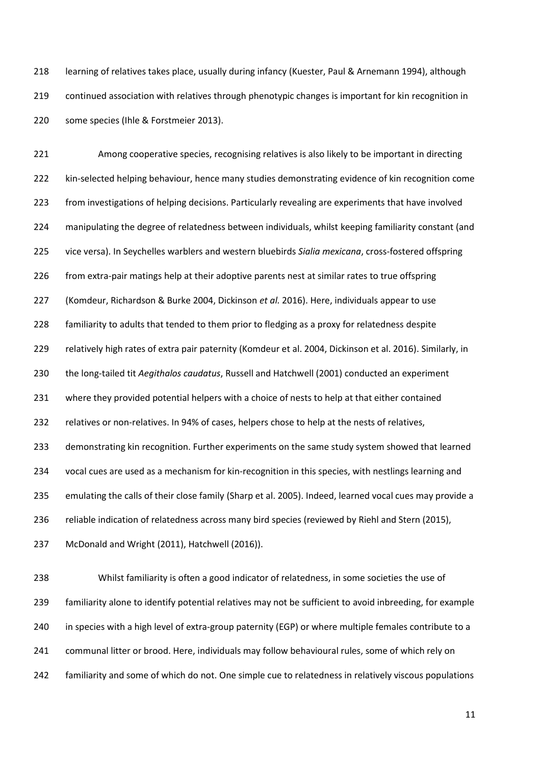learning of relatives takes place, usually during infancy (Kuester, Paul & Arnemann 1994), although continued association with relatives through phenotypic changes is important for kin recognition in some species (Ihle & Forstmeier 2013).

Among cooperative species, recognising relatives is also likely to be important in directing kin-selected helping behaviour, hence many studies demonstrating evidence of kin recognition come from investigations of helping decisions. Particularly revealing are experiments that have involved manipulating the degree of relatedness between individuals, whilst keeping familiarity constant (and vice versa). In Seychelles warblers and western bluebirds *Sialia mexicana*, cross-fostered offspring from extra-pair matings help at their adoptive parents nest at similar rates to true offspring (Komdeur, Richardson & Burke 2004, Dickinson *et al.* 2016). Here, individuals appear to use familiarity to adults that tended to them prior to fledging as a proxy for relatedness despite relatively high rates of extra pair paternity (Komdeur et al. 2004, Dickinson et al. 2016). Similarly, in the long-tailed tit *Aegithalos caudatus*, Russell and Hatchwell (2001) conducted an experiment where they provided potential helpers with a choice of nests to help at that either contained relatives or non-relatives. In 94% of cases, helpers chose to help at the nests of relatives, demonstrating kin recognition. Further experiments on the same study system showed that learned vocal cues are used as a mechanism for kin-recognition in this species, with nestlings learning and emulating the calls of their close family (Sharp et al. 2005). Indeed, learned vocal cues may provide a reliable indication of relatedness across many bird species (reviewed by Riehl and Stern (2015), McDonald and Wright (2011), Hatchwell (2016)).

Whilst familiarity is often a good indicator of relatedness, in some societies the use of familiarity alone to identify potential relatives may not be sufficient to avoid inbreeding, for example in species with a high level of extra-group paternity (EGP) or where multiple females contribute to a communal litter or brood. Here, individuals may follow behavioural rules, some of which rely on familiarity and some of which do not. One simple cue to relatedness in relatively viscous populations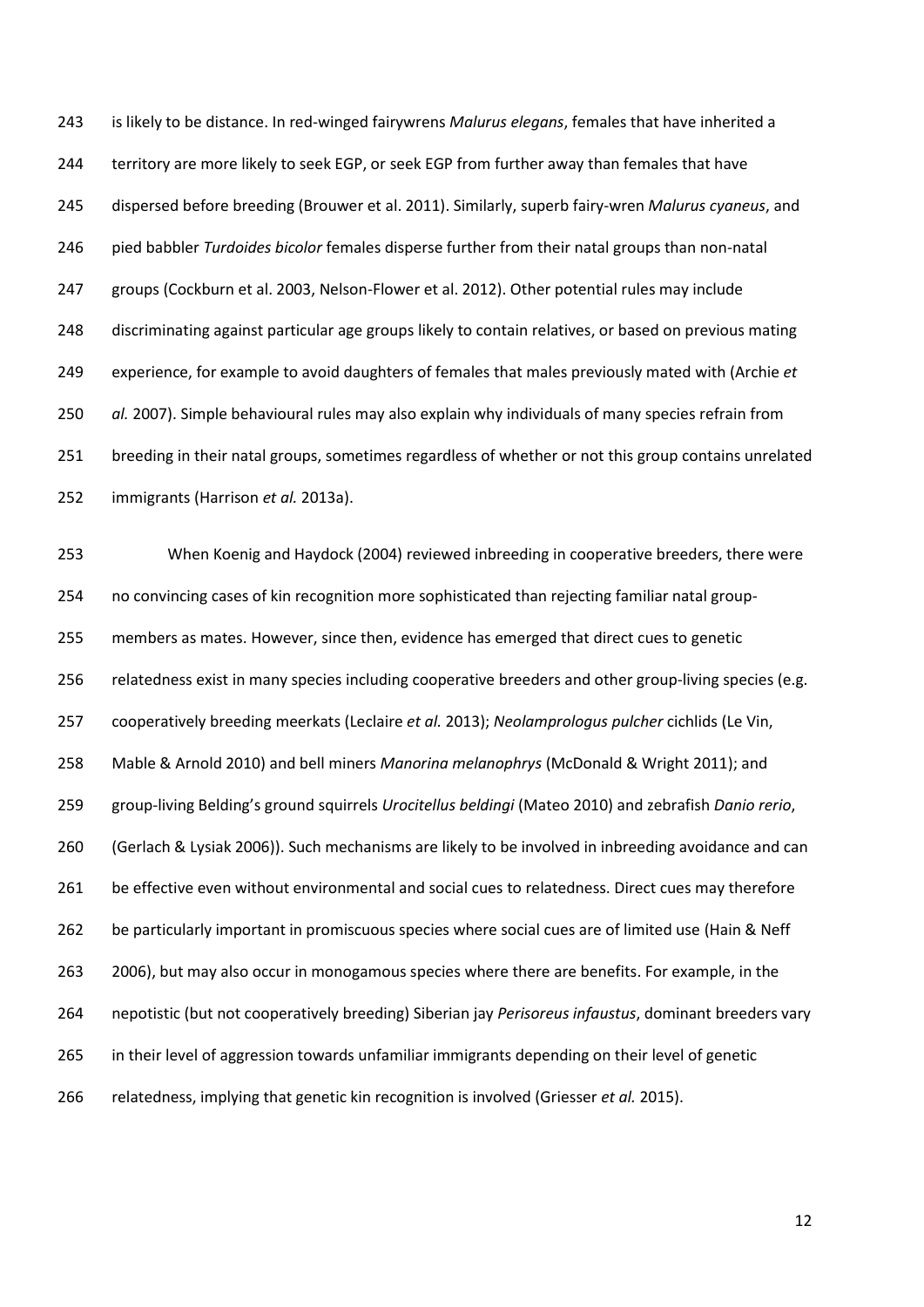is likely to be distance. In red-winged fairywrens *Malurus elegans*, females that have inherited a territory are more likely to seek EGP, or seek EGP from further away than females that have dispersed before breeding (Brouwer et al. 2011). Similarly, superb fairy-wren *Malurus cyaneus*, and pied babbler *Turdoides bicolor* females disperse further from their natal groups than non-natal groups (Cockburn et al. 2003, Nelson-Flower et al. 2012). Other potential rules may include discriminating against particular age groups likely to contain relatives, or based on previous mating experience, for example to avoid daughters of females that males previously mated with (Archie *et al.* 2007). Simple behavioural rules may also explain why individuals of many species refrain from breeding in their natal groups, sometimes regardless of whether or not this group contains unrelated immigrants (Harrison *et al.* 2013a).

When Koenig and Haydock (2004) reviewed inbreeding in cooperative breeders, there were no convincing cases of kin recognition more sophisticated than rejecting familiar natal group-members as mates. However, since then, evidence has emerged that direct cues to genetic relatedness exist in many species including cooperative breeders and other group-living species (e.g. cooperatively breeding meerkats (Leclaire *et al.* 2013); *Neolamprologus pulcher* cichlids (Le Vin, Mable & Arnold 2010) and bell miners *Manorina melanophrys* (McDonald & Wright 2011); and group-living Belding's ground squirrels *Urocitellus beldingi* (Mateo 2010) and zebrafish *Danio rerio*, (Gerlach & Lysiak 2006)). Such mechanisms are likely to be involved in inbreeding avoidance and can be effective even without environmental and social cues to relatedness. Direct cues may therefore be particularly important in promiscuous species where social cues are of limited use (Hain & Neff 2006), but may also occur in monogamous species where there are benefits. For example, in the nepotistic (but not cooperatively breeding) Siberian jay *Perisoreus infaustus*, dominant breeders vary in their level of aggression towards unfamiliar immigrants depending on their level of genetic relatedness, implying that genetic kin recognition is involved (Griesser *et al.* 2015).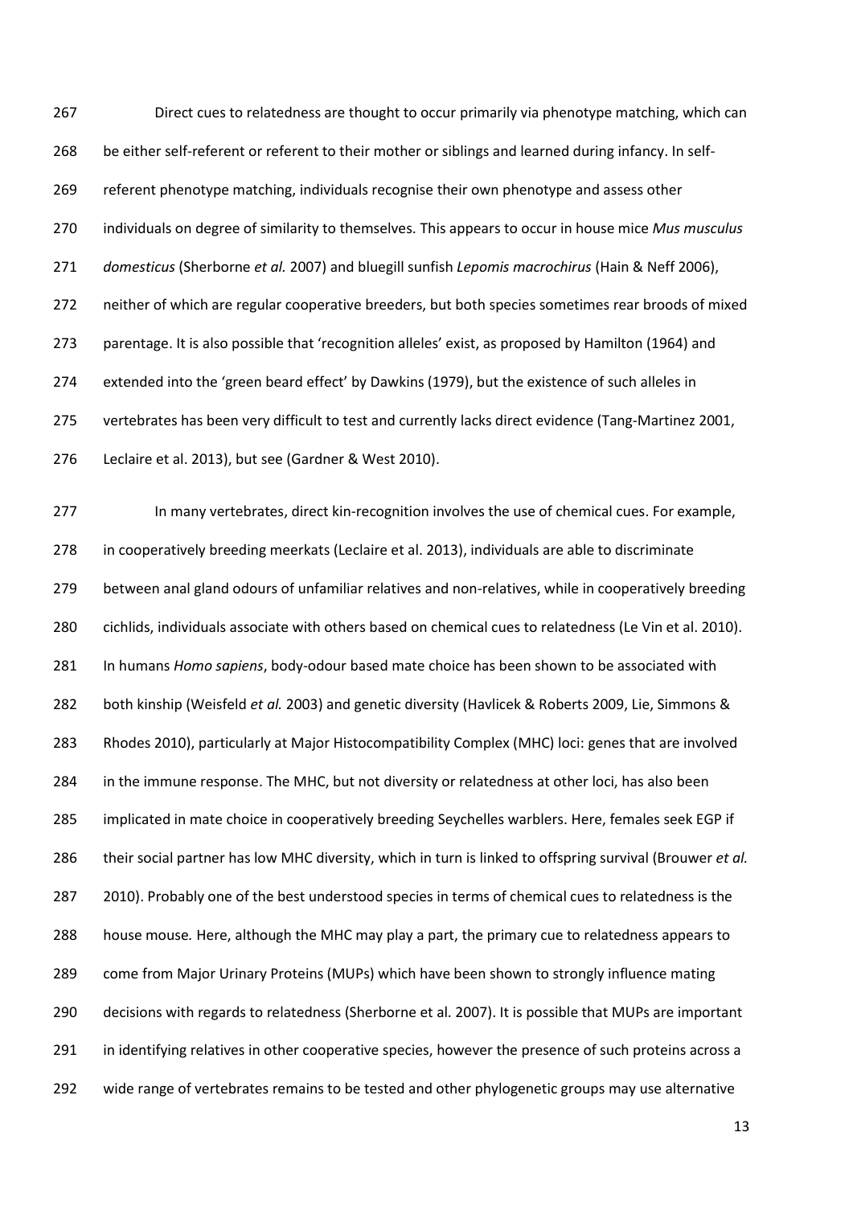Direct cues to relatedness are thought to occur primarily via phenotype matching, which can be either self-referent or referent to their mother or siblings and learned during infancy. In self-referent phenotype matching, individuals recognise their own phenotype and assess other individuals on degree of similarity to themselves. This appears to occur in house mice *Mus musculus domesticus* (Sherborne *et al.* 2007) and bluegill sunfish *Lepomis macrochirus* (Hain & Neff 2006), neither of which are regular cooperative breeders, but both species sometimes rear broods of mixed parentage. It is also possible that 'recognition alleles' exist, as proposed by Hamilton (1964) and extended into the 'green beard effect' by Dawkins (1979), but the existence of such alleles in vertebrates has been very difficult to test and currently lacks direct evidence (Tang-Martinez 2001, Leclaire et al. 2013), but see (Gardner & West 2010).

In many vertebrates, direct kin-recognition involves the use of chemical cues. For example, in cooperatively breeding meerkats (Leclaire et al. 2013), individuals are able to discriminate between anal gland odours of unfamiliar relatives and non-relatives, while in cooperatively breeding cichlids, individuals associate with others based on chemical cues to relatedness (Le Vin et al. 2010). In humans *Homo sapiens*, body-odour based mate choice has been shown to be associated with both kinship (Weisfeld *et al.* 2003) and genetic diversity (Havlicek & Roberts 2009, Lie, Simmons & Rhodes 2010), particularly at Major Histocompatibility Complex (MHC) loci: genes that are involved in the immune response. The MHC, but not diversity or relatedness at other loci, has also been implicated in mate choice in cooperatively breeding Seychelles warblers. Here, females seek EGP if their social partner has low MHC diversity, which in turn is linked to offspring survival (Brouwer *et al.* 2010). Probably one of the best understood species in terms of chemical cues to relatedness is the house mouse. Here, although the MHC may play a part, the primary cue to relatedness appears to come from Major Urinary Proteins (MUPs) which have been shown to strongly influence mating decisions with regards to relatedness (Sherborne et al. 2007). It is possible that MUPs are important in identifying relatives in other cooperative species, however the presence of such proteins across a wide range of vertebrates remains to be tested and other phylogenetic groups may use alternative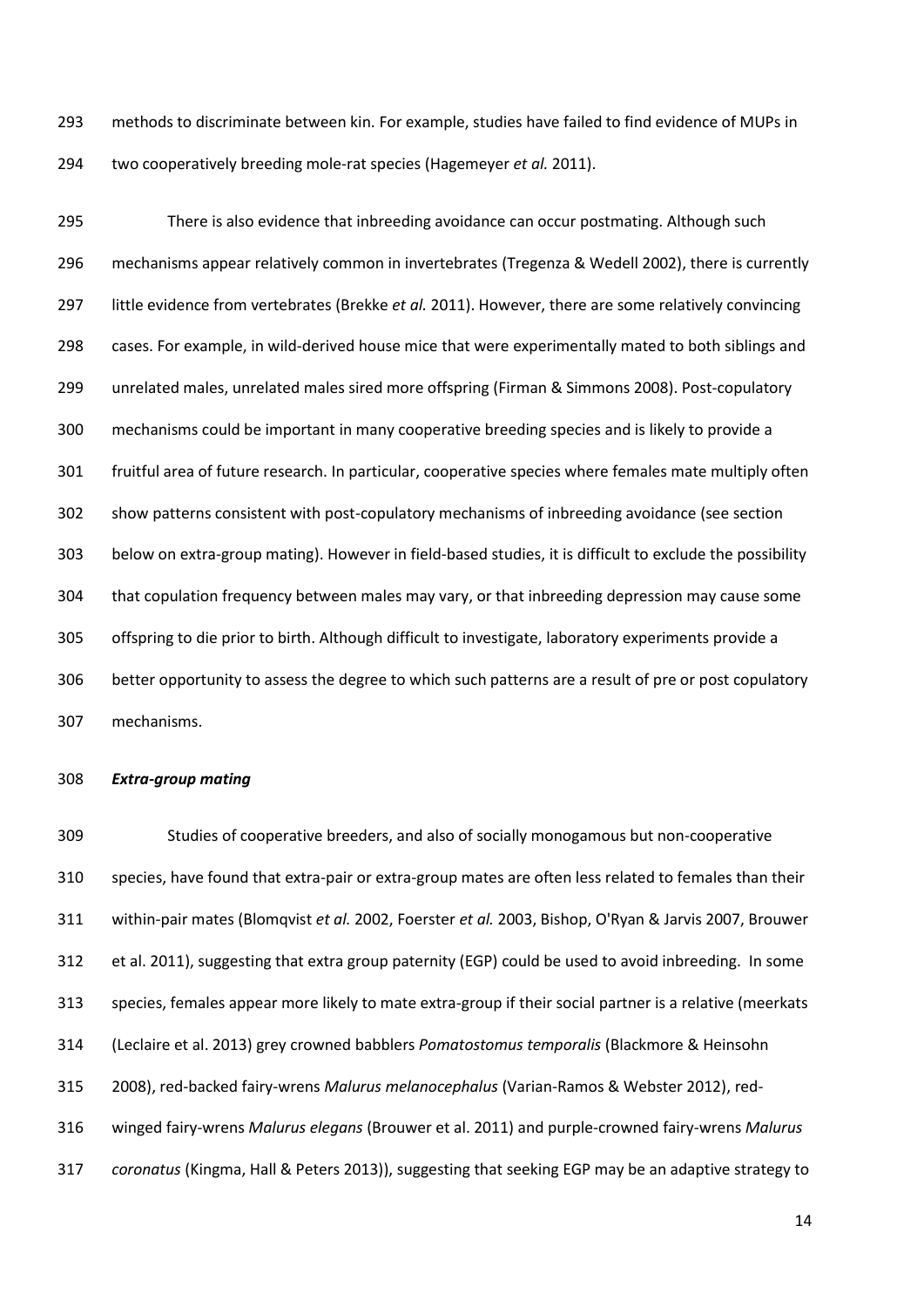methods to discriminate between kin. For example, studies have failed to find evidence of MUPs in two cooperatively breeding mole-rat species (Hagemeyer *et al.* 2011).

There is also evidence that inbreeding avoidance can occur postmating. Although such mechanisms appear relatively common in invertebrates (Tregenza & Wedell 2002), there is currently little evidence from vertebrates (Brekke *et al.* 2011). However, there are some relatively convincing cases. For example, in wild-derived house mice that were experimentally mated to both siblings and unrelated males, unrelated males sired more offspring (Firman & Simmons 2008). Post-copulatory mechanisms could be important in many cooperative breeding species and is likely to provide a fruitful area of future research. In particular, cooperative species where females mate multiply often show patterns consistent with post-copulatory mechanisms of inbreeding avoidance (see section below on extra-group mating). However in field-based studies, it is difficult to exclude the possibility that copulation frequency between males may vary, or that inbreeding depression may cause some offspring to die prior to birth. Although difficult to investigate, laboratory experiments provide a better opportunity to assess the degree to which such patterns are a result of pre or post copulatory mechanisms.

***Extra-group mating***

Studies of cooperative breeders, and also of socially monogamous but non-cooperative species, have found that extra-pair or extra-group mates are often less related to females than their within-pair mates (Blomqvist *et al.* 2002, Foerster *et al.* 2003, Bishop, O'Ryan & Jarvis 2007, Brouwer et al. 2011), suggesting that extra group paternity (EGP) could be used to avoid inbreeding. In some species, females appear more likely to mate extra-group if their social partner is a relative (meerkats (Leclaire et al. 2013) grey crowned babblers *Pomatostomus temporalis* (Blackmore & Heinsohn 2008), red-backed fairy-wrens *Malurus melanocephalus* (Varian-Ramos & Webster 2012), red-winged fairy-wrens *Malurus elegans* (Brouwer et al. 2011) and purple-crowned fairy-wrens *Malurus coronatus* (Kingma, Hall & Peters 2013)), suggesting that seeking EGP may be an adaptive strategy to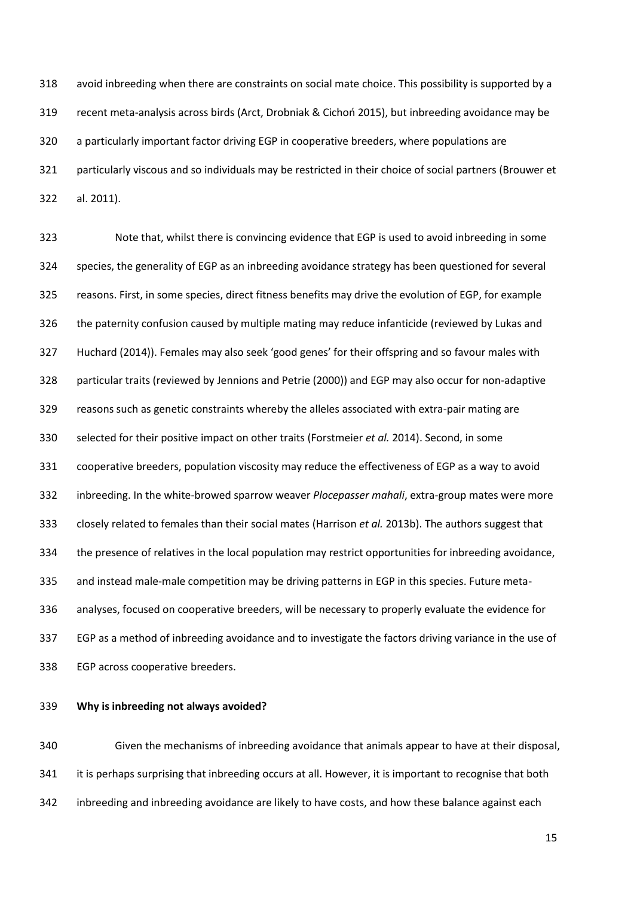avoid inbreeding when there are constraints on social mate choice. This possibility is supported by a recent meta-analysis across birds (Arct, Drobniak & Cichoń 2015), but inbreeding avoidance may be a particularly important factor driving EGP in cooperative breeders, where populations are particularly viscous and so individuals may be restricted in their choice of social partners (Brouwer et al. 2011).

Note that, whilst there is convincing evidence that EGP is used to avoid inbreeding in some species, the generality of EGP as an inbreeding avoidance strategy has been questioned for several reasons. First, in some species, direct fitness benefits may drive the evolution of EGP, for example the paternity confusion caused by multiple mating may reduce infanticide (reviewed by Lukas and Huchard (2014)). Females may also seek 'good genes' for their offspring and so favour males with particular traits (reviewed by Jennions and Petrie (2000)) and EGP may also occur for non-adaptive reasons such as genetic constraints whereby the alleles associated with extra-pair mating are selected for their positive impact on other traits (Forstmeier *et al.* 2014). Second, in some cooperative breeders, population viscosity may reduce the effectiveness of EGP as a way to avoid inbreeding. In the white-browed sparrow weaver *Plocepasser mahali*, extra-group mates were more closely related to females than their social mates (Harrison *et al.* 2013b). The authors suggest that the presence of relatives in the local population may restrict opportunities for inbreeding avoidance, and instead male-male competition may be driving patterns in EGP in this species. Future meta-analyses, focused on cooperative breeders, will be necessary to properly evaluate the evidence for EGP as a method of inbreeding avoidance and to investigate the factors driving variance in the use of EGP across cooperative breeders.

**Why is inbreeding not always avoided?**

Given the mechanisms of inbreeding avoidance that animals appear to have at their disposal, it is perhaps surprising that inbreeding occurs at all. However, it is important to recognise that both inbreeding and inbreeding avoidance are likely to have costs, and how these balance against each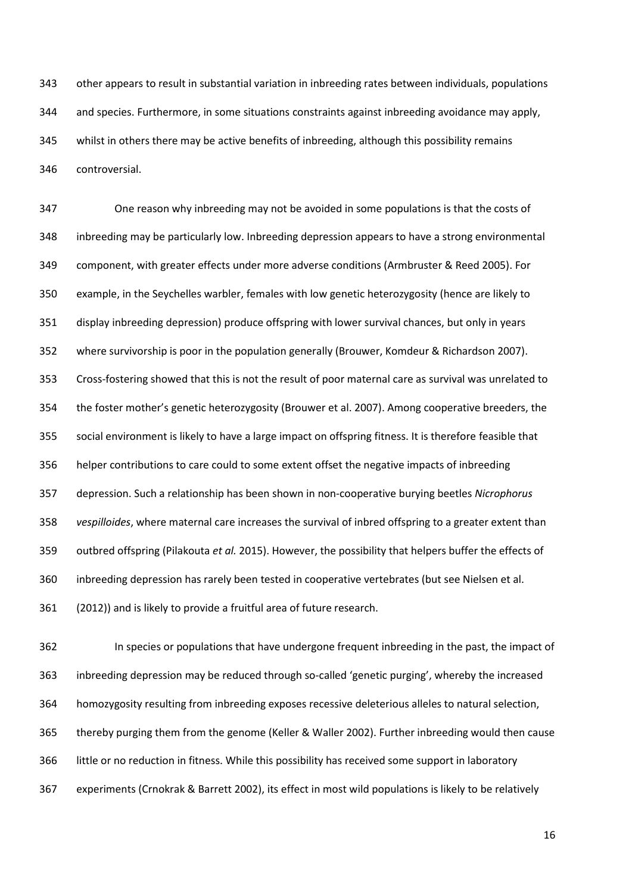other appears to result in substantial variation in inbreeding rates between individuals, populations and species. Furthermore, in some situations constraints against inbreeding avoidance may apply, whilst in others there may be active benefits of inbreeding, although this possibility remains controversial.

One reason why inbreeding may not be avoided in some populations is that the costs of inbreeding may be particularly low. Inbreeding depression appears to have a strong environmental component, with greater effects under more adverse conditions (Armbruster & Reed 2005). For example, in the Seychelles warbler, females with low genetic heterozygosity (hence are likely to display inbreeding depression) produce offspring with lower survival chances, but only in years where survivorship is poor in the population generally (Brouwer, Komdeur & Richardson 2007). Cross-fostering showed that this is not the result of poor maternal care as survival was unrelated to the foster mother's genetic heterozygosity (Brouwer et al. 2007). Among cooperative breeders, the social environment is likely to have a large impact on offspring fitness. It is therefore feasible that helper contributions to care could to some extent offset the negative impacts of inbreeding depression. Such a relationship has been shown in non-cooperative burying beetles *Nicrophorus vespilloides*, where maternal care increases the survival of inbred offspring to a greater extent than outbred offspring (Pilakouta *et al.* 2015). However, the possibility that helpers buffer the effects of inbreeding depression has rarely been tested in cooperative vertebrates (but see Nielsen et al. (2012)) and is likely to provide a fruitful area of future research.

In species or populations that have undergone frequent inbreeding in the past, the impact of inbreeding depression may be reduced through so-called 'genetic purging', whereby the increased homozygosity resulting from inbreeding exposes recessive deleterious alleles to natural selection, thereby purging them from the genome (Keller & Waller 2002). Further inbreeding would then cause little or no reduction in fitness. While this possibility has received some support in laboratory experiments (Crnokrak & Barrett 2002), its effect in most wild populations is likely to be relatively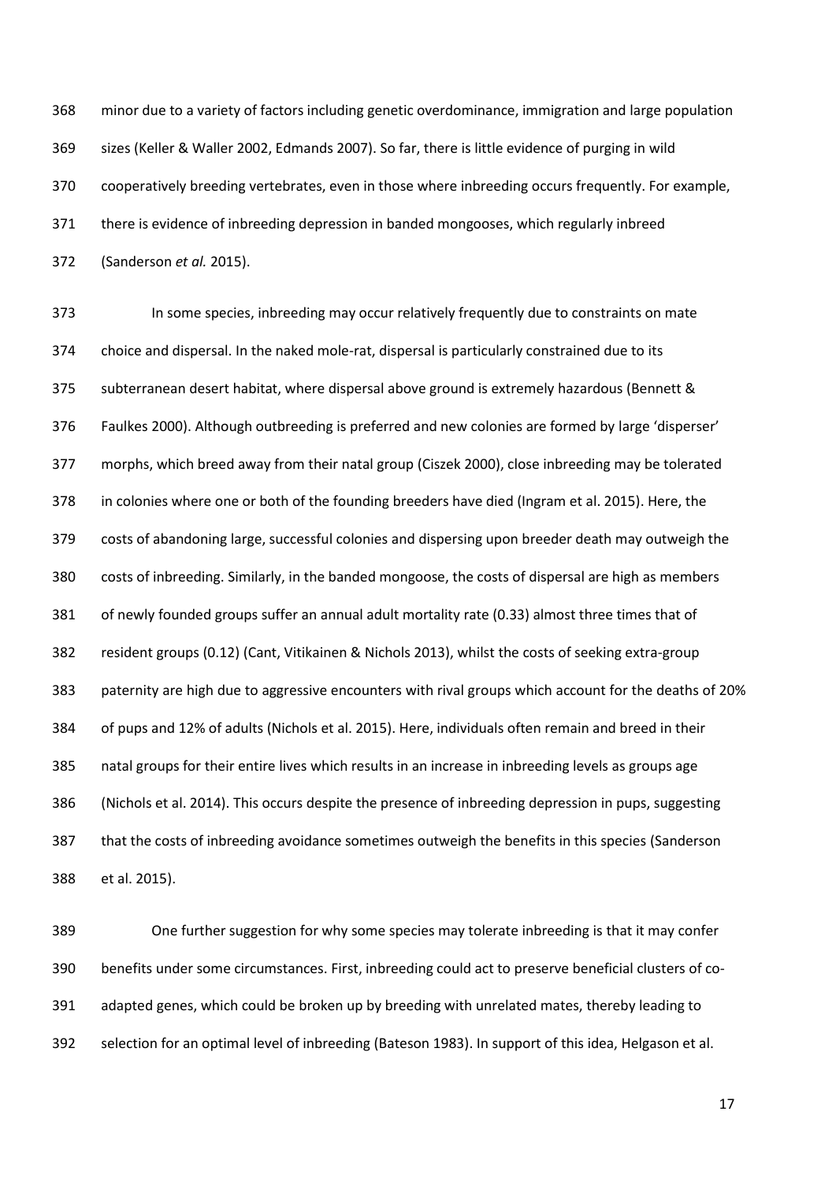minor due to a variety of factors including genetic overdominance, immigration and large population sizes (Keller & Waller 2002, Edmands 2007). So far, there is little evidence of purging in wild cooperatively breeding vertebrates, even in those where inbreeding occurs frequently. For example, there is evidence of inbreeding depression in banded mongooses, which regularly inbreed (Sanderson *et al.* 2015).

In some species, inbreeding may occur relatively frequently due to constraints on mate choice and dispersal. In the naked mole-rat, dispersal is particularly constrained due to its subterranean desert habitat, where dispersal above ground is extremely hazardous (Bennett & Faulkes 2000). Although outbreeding is preferred and new colonies are formed by large 'disperser' morphs, which breed away from their natal group (Ciszek 2000), close inbreeding may be tolerated in colonies where one or both of the founding breeders have died (Ingram et al. 2015). Here, the costs of abandoning large, successful colonies and dispersing upon breeder death may outweigh the costs of inbreeding. Similarly, in the banded mongoose, the costs of dispersal are high as members of newly founded groups suffer an annual adult mortality rate (0.33) almost three times that of resident groups (0.12) (Cant, Vitikainen & Nichols 2013), whilst the costs of seeking extra-group paternity are high due to aggressive encounters with rival groups which account for the deaths of 20% of pups and 12% of adults (Nichols et al. 2015). Here, individuals often remain and breed in their natal groups for their entire lives which results in an increase in inbreeding levels as groups age (Nichols et al. 2014). This occurs despite the presence of inbreeding depression in pups, suggesting that the costs of inbreeding avoidance sometimes outweigh the benefits in this species (Sanderson et al. 2015).

One further suggestion for why some species may tolerate inbreeding is that it may confer benefits under some circumstances. First, inbreeding could act to preserve beneficial clusters of co-adapted genes, which could be broken up by breeding with unrelated mates, thereby leading to selection for an optimal level of inbreeding (Bateson 1983). In support of this idea, Helgason et al.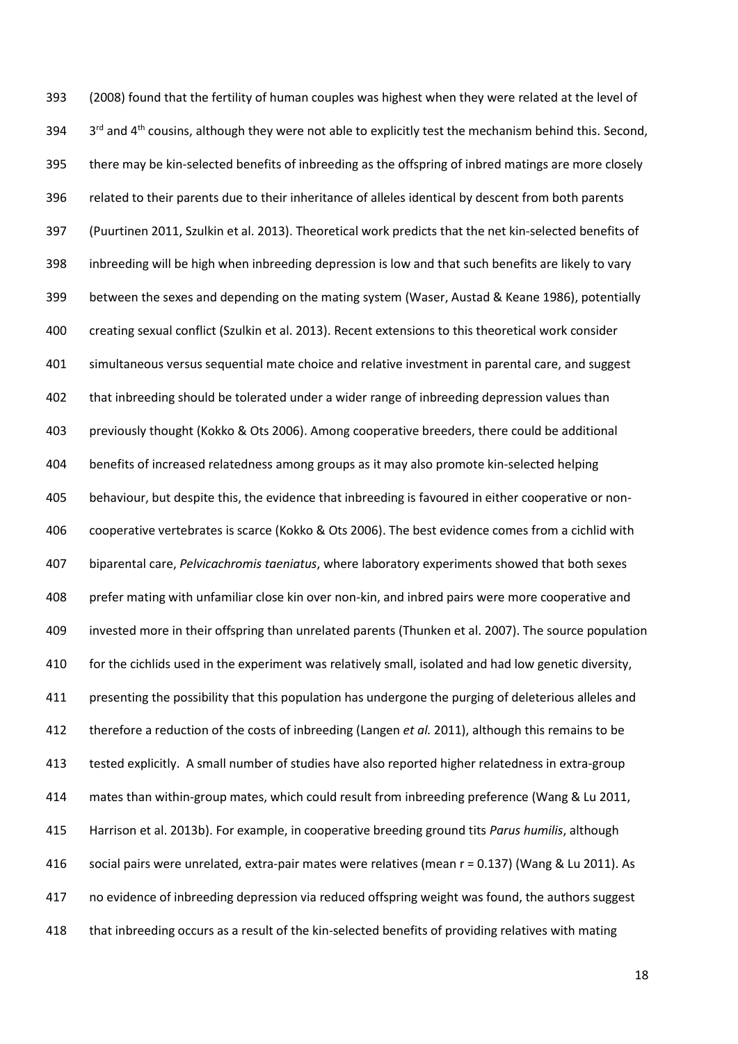(2008) found that the fertility of human couples was highest when they were related at the level of 3rd and 4th cousins, although they were not able to explicitly test the mechanism behind this. Second, there may be kin-selected benefits of inbreeding as the offspring of inbred matings are more closely related to their parents due to their inheritance of alleles identical by descent from both parents (Puurtinen 2011, Szulkin et al. 2013). Theoretical work predicts that the net kin-selected benefits of inbreeding will be high when inbreeding depression is low and that such benefits are likely to vary between the sexes and depending on the mating system (Waser, Austad & Keane 1986), potentially creating sexual conflict (Szulkin et al. 2013). Recent extensions to this theoretical work consider simultaneous versus sequential mate choice and relative investment in parental care, and suggest that inbreeding should be tolerated under a wider range of inbreeding depression values than previously thought (Kokko & Ots 2006). Among cooperative breeders, there could be additional benefits of increased relatedness among groups as it may also promote kin-selected helping behaviour, but despite this, the evidence that inbreeding is favoured in either cooperative or non-cooperative vertebrates is scarce (Kokko & Ots 2006). The best evidence comes from a cichlid with biparental care, *Pelvicachromis taeniatus*, where laboratory experiments showed that both sexes prefer mating with unfamiliar close kin over non-kin, and inbred pairs were more cooperative and invested more in their offspring than unrelated parents (Thunken et al. 2007). The source population for the cichlids used in the experiment was relatively small, isolated and had low genetic diversity, presenting the possibility that this population has undergone the purging of deleterious alleles and therefore a reduction of the costs of inbreeding (Langen *et al.* 2011), although this remains to be tested explicitly. A small number of studies have also reported higher relatedness in extra-group mates than within-group mates, which could result from inbreeding preference (Wang & Lu 2011, Harrison et al. 2013b). For example, in cooperative breeding ground tits *Parus humilis*, although social pairs were unrelated, extra-pair mates were relatives (mean $r = 0.137$) (Wang & Lu 2011). As no evidence of inbreeding depression via reduced offspring weight was found, the authors suggest that inbreeding occurs as a result of the kin-selected benefits of providing relatives with mating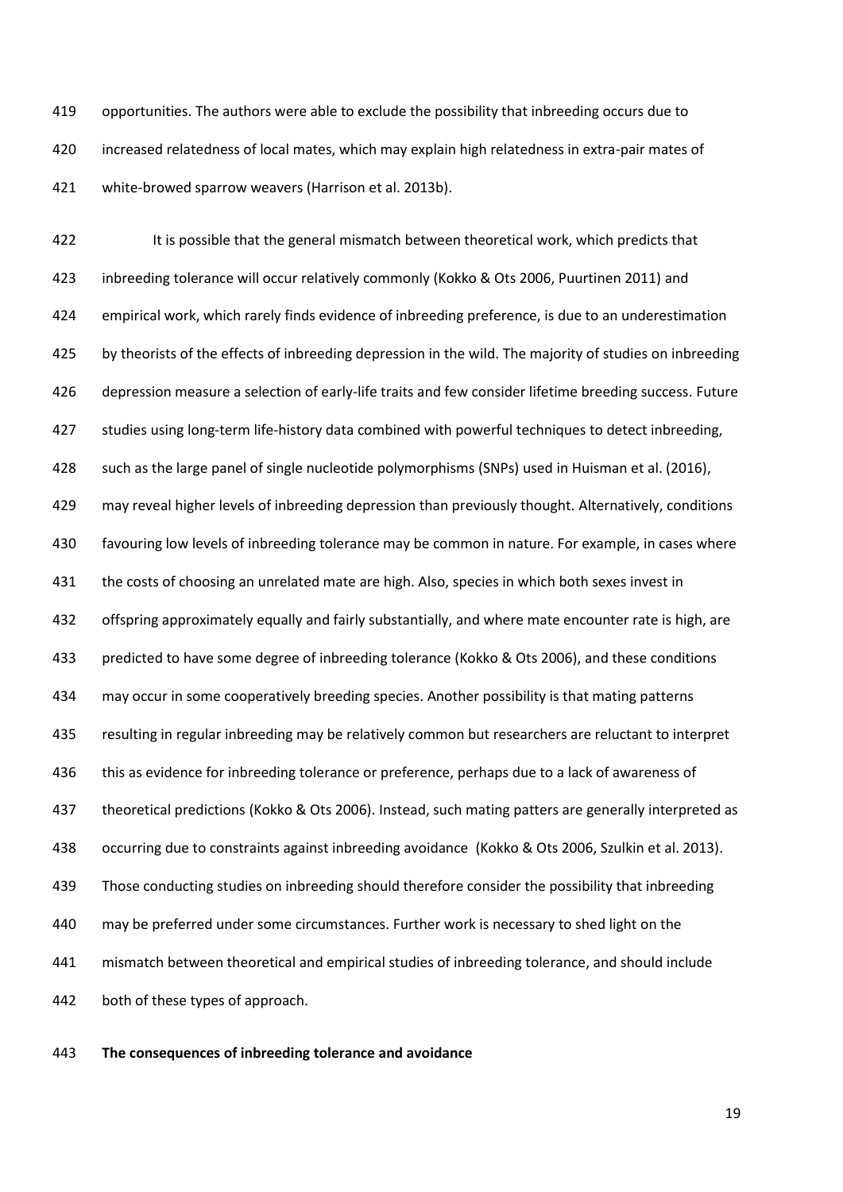opportunities. The authors were able to exclude the possibility that inbreeding occurs due to increased relatedness of local mates, which may explain high relatedness in extra-pair mates of white-browed sparrow weavers (Harrison et al. 2013b).

It is possible that the general mismatch between theoretical work, which predicts that inbreeding tolerance will occur relatively commonly (Kokko & Ots 2006, Puurtinen 2011) and empirical work, which rarely finds evidence of inbreeding preference, is due to an underestimation by theorists of the effects of inbreeding depression in the wild. The majority of studies on inbreeding depression measure a selection of early-life traits and few consider lifetime breeding success. Future studies using long-term life-history data combined with powerful techniques to detect inbreeding, such as the large panel of single nucleotide polymorphisms (SNPs) used in Huisman et al. (2016), may reveal higher levels of inbreeding depression than previously thought. Alternatively, conditions favouring low levels of inbreeding tolerance may be common in nature. For example, in cases where the costs of choosing an unrelated mate are high. Also, species in which both sexes invest in offspring approximately equally and fairly substantially, and where mate encounter rate is high, are predicted to have some degree of inbreeding tolerance (Kokko & Ots 2006), and these conditions may occur in some cooperatively breeding species. Another possibility is that mating patterns resulting in regular inbreeding may be relatively common but researchers are reluctant to interpret this as evidence for inbreeding tolerance or preference, perhaps due to a lack of awareness of theoretical predictions (Kokko & Ots 2006). Instead, such mating patters are generally interpreted as occurring due to constraints against inbreeding avoidance (Kokko & Ots 2006, Szulkin et al. 2013). Those conducting studies on inbreeding should therefore consider the possibility that inbreeding may be preferred under some circumstances. Further work is necessary to shed light on the mismatch between theoretical and empirical studies of inbreeding tolerance, and should include both of these types of approach.

**The consequences of inbreeding tolerance and avoidance**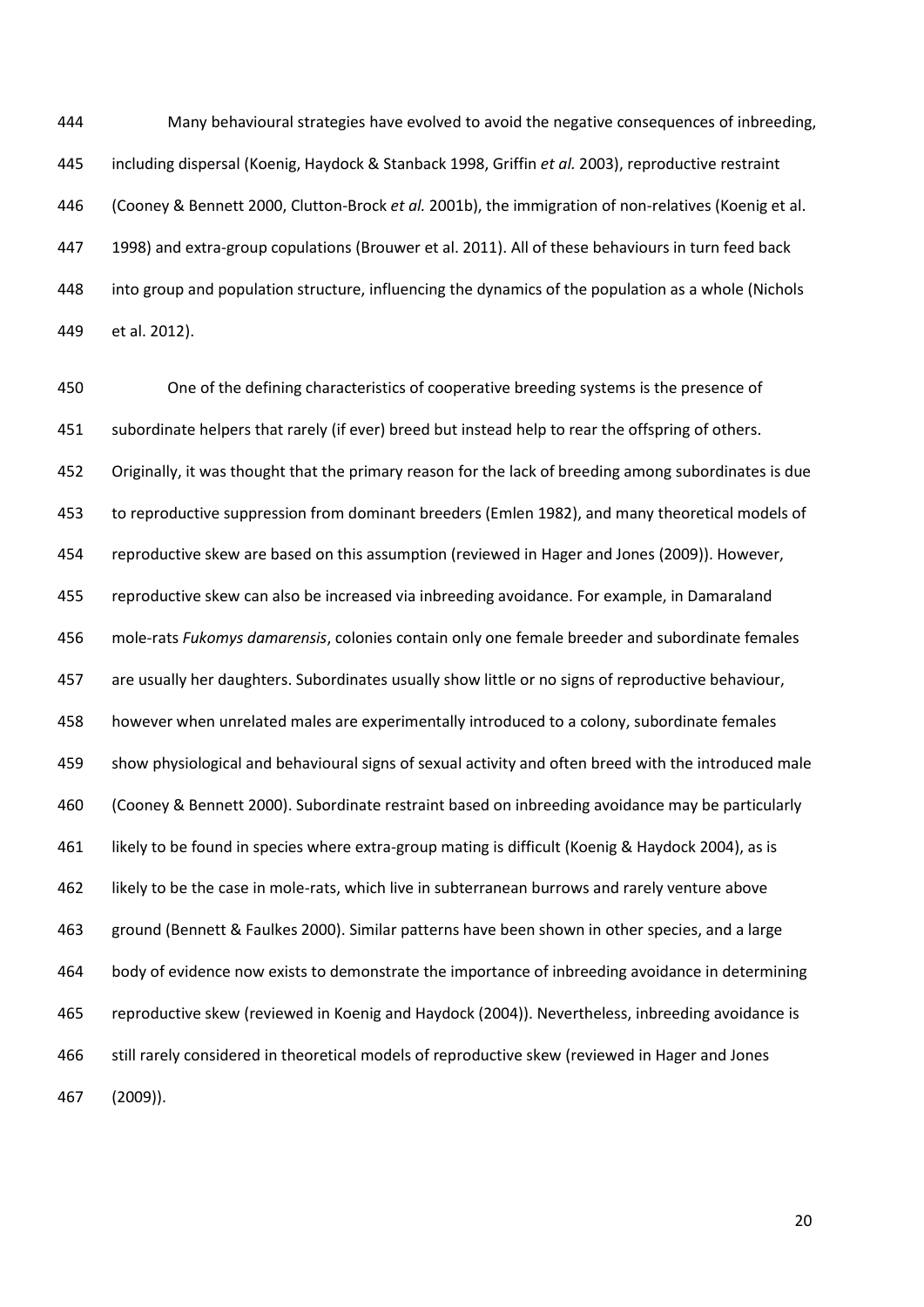Many behavioural strategies have evolved to avoid the negative consequences of inbreeding, including dispersal (Koenig, Haydock & Stanback 1998, Griffin *et al.* 2003), reproductive restraint (Cooney & Bennett 2000, Clutton-Brock *et al.* 2001b), the immigration of non-relatives (Koenig et al. 1998) and extra-group copulations (Brouwer et al. 2011). All of these behaviours in turn feed back into group and population structure, influencing the dynamics of the population as a whole (Nichols et al. 2012).

One of the defining characteristics of cooperative breeding systems is the presence of subordinate helpers that rarely (if ever) breed but instead help to rear the offspring of others. Originally, it was thought that the primary reason for the lack of breeding among subordinates is due to reproductive suppression from dominant breeders (Emlen 1982), and many theoretical models of reproductive skew are based on this assumption (reviewed in Hager and Jones (2009)). However, reproductive skew can also be increased via inbreeding avoidance. For example, in Damaraland mole-rats *Fukomys damarensis*, colonies contain only one female breeder and subordinate females are usually her daughters. Subordinates usually show little or no signs of reproductive behaviour, however when unrelated males are experimentally introduced to a colony, subordinate females show physiological and behavioural signs of sexual activity and often breed with the introduced male (Cooney & Bennett 2000). Subordinate restraint based on inbreeding avoidance may be particularly likely to be found in species where extra-group mating is difficult (Koenig & Haydock 2004), as is likely to be the case in mole-rats, which live in subterranean burrows and rarely venture above ground (Bennett & Faulkes 2000). Similar patterns have been shown in other species, and a large body of evidence now exists to demonstrate the importance of inbreeding avoidance in determining reproductive skew (reviewed in Koenig and Haydock (2004)). Nevertheless, inbreeding avoidance is still rarely considered in theoretical models of reproductive skew (reviewed in Hager and Jones (2009)).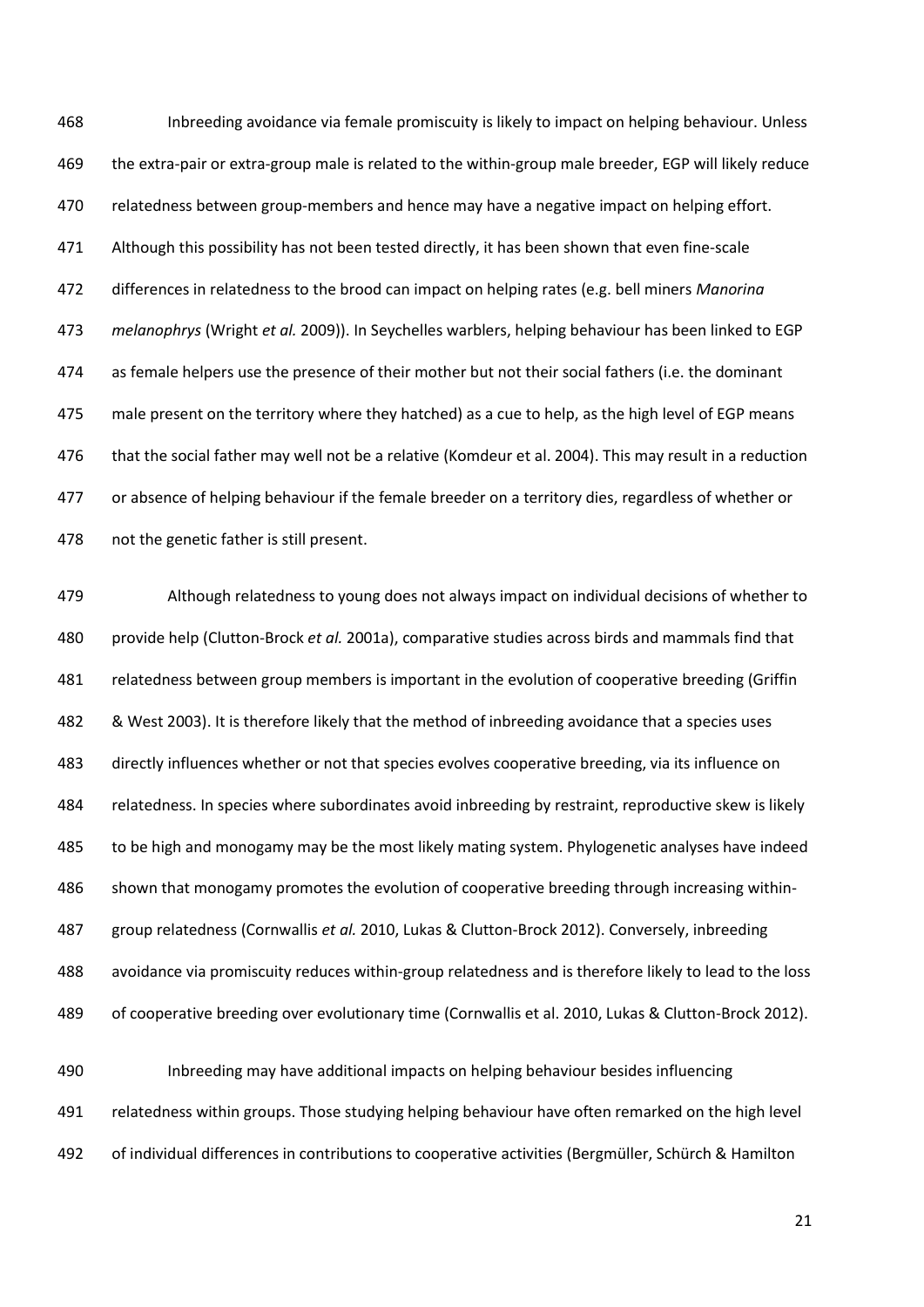Inbreeding avoidance via female promiscuity is likely to impact on helping behaviour. Unless the extra-pair or extra-group male is related to the within-group male breeder, EGP will likely reduce relatedness between group-members and hence may have a negative impact on helping effort. Although this possibility has not been tested directly, it has been shown that even fine-scale differences in relatedness to the brood can impact on helping rates (e.g. bell miners *Manorina melanophrys* (Wright *et al.* 2009)). In Seychelles warblers, helping behaviour has been linked to EGP as female helpers use the presence of their mother but not their social fathers (i.e. the dominant male present on the territory where they hatched) as a cue to help, as the high level of EGP means that the social father may well not be a relative (Komdeur et al. 2004). This may result in a reduction or absence of helping behaviour if the female breeder on a territory dies, regardless of whether or not the genetic father is still present.

Although relatedness to young does not always impact on individual decisions of whether to provide help (Clutton-Brock *et al.* 2001a), comparative studies across birds and mammals find that relatedness between group members is important in the evolution of cooperative breeding (Griffin & West 2003). It is therefore likely that the method of inbreeding avoidance that a species uses directly influences whether or not that species evolves cooperative breeding, via its influence on relatedness. In species where subordinates avoid inbreeding by restraint, reproductive skew is likely to be high and monogamy may be the most likely mating system. Phylogenetic analyses have indeed shown that monogamy promotes the evolution of cooperative breeding through increasing within-group relatedness (Cornwallis *et al.* 2010, Lukas & Clutton-Brock 2012). Conversely, inbreeding avoidance via promiscuity reduces within-group relatedness and is therefore likely to lead to the loss of cooperative breeding over evolutionary time (Cornwallis et al. 2010, Lukas & Clutton-Brock 2012).

Inbreeding may have additional impacts on helping behaviour besides influencing relatedness within groups. Those studying helping behaviour have often remarked on the high level of individual differences in contributions to cooperative activities (Bergmüller, Schürch & Hamilton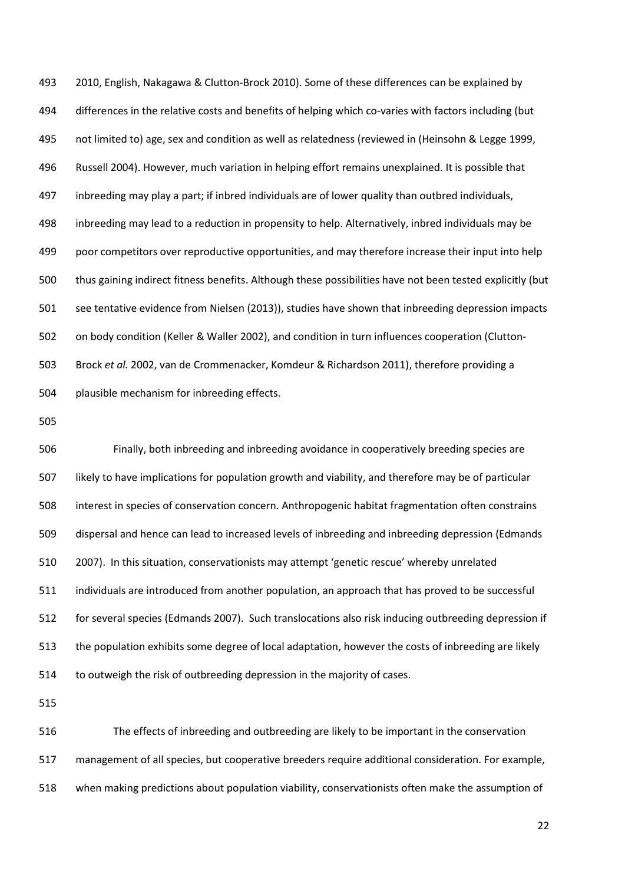2010, English, Nakagawa & Clutton-Brock 2010). Some of these differences can be explained by differences in the relative costs and benefits of helping which co-varies with factors including (but not limited to) age, sex and condition as well as relatedness (reviewed in (Heinsohn & Legge 1999, Russell 2004). However, much variation in helping effort remains unexplained. It is possible that inbreeding may play a part; if inbred individuals are of lower quality than outbred individuals, inbreeding may lead to a reduction in propensity to help. Alternatively, inbred individuals may be poor competitors over reproductive opportunities, and may therefore increase their input into help thus gaining indirect fitness benefits. Although these possibilities have not been tested explicitly (but see tentative evidence from Nielsen (2013)), studies have shown that inbreeding depression impacts on body condition (Keller & Waller 2002), and condition in turn influences cooperation (Clutton-Brock *et al.* 2002, van de Crommenacker, Komdeur & Richardson 2011), therefore providing a plausible mechanism for inbreeding effects.

Finally, both inbreeding and inbreeding avoidance in cooperatively breeding species are likely to have implications for population growth and viability, and therefore may be of particular interest in species of conservation concern. Anthropogenic habitat fragmentation often constrains dispersal and hence can lead to increased levels of inbreeding and inbreeding depression (Edmands 2007). In this situation, conservationists may attempt 'genetic rescue' whereby unrelated individuals are introduced from another population, an approach that has proved to be successful for several species (Edmands 2007). Such translocations also risk inducing outbreeding depression if the population exhibits some degree of local adaptation, however the costs of inbreeding are likely to outweigh the risk of outbreeding depression in the majority of cases.

The effects of inbreeding and outbreeding are likely to be important in the conservation management of all species, but cooperative breeders require additional consideration. For example, when making predictions about population viability, conservationists often make the assumption of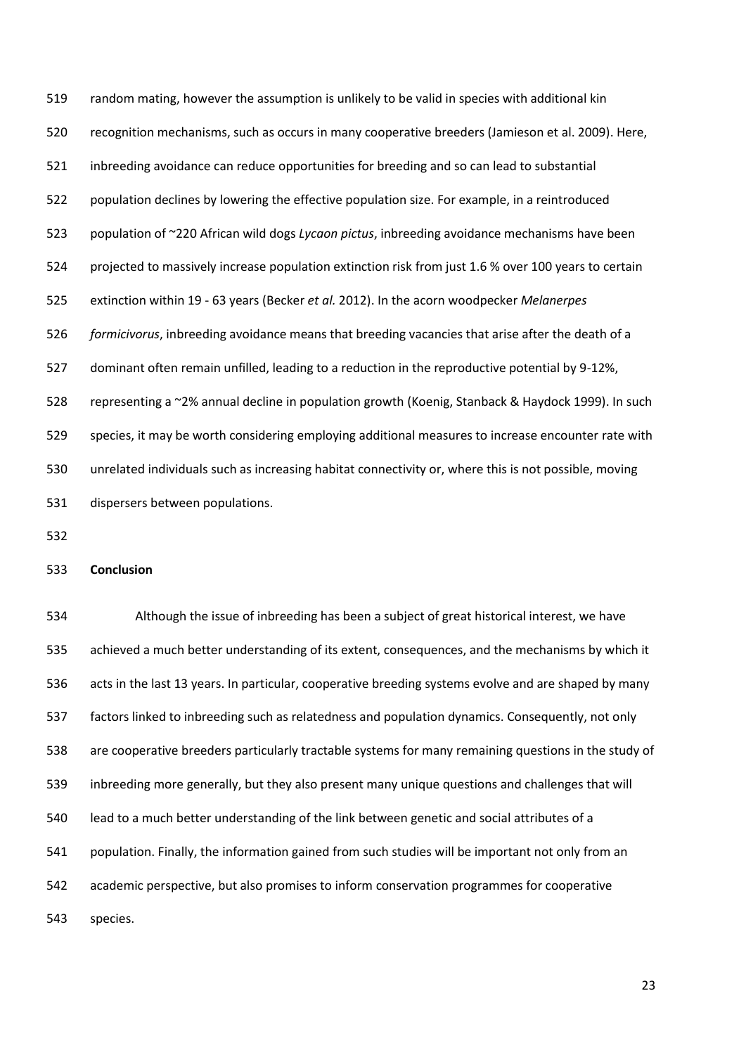random mating, however the assumption is unlikely to be valid in species with additional kin recognition mechanisms, such as occurs in many cooperative breeders (Jamieson et al. 2009). Here, inbreeding avoidance can reduce opportunities for breeding and so can lead to substantial population declines by lowering the effective population size. For example, in a reintroduced population of ~220 African wild dogs *Lycaon pictus*, inbreeding avoidance mechanisms have been projected to massively increase population extinction risk from just 1.6 % over 100 years to certain extinction within 19 - 63 years (Becker *et al.* 2012). In the acorn woodpecker *Melanerpes formicivorus*, inbreeding avoidance means that breeding vacancies that arise after the death of a dominant often remain unfilled, leading to a reduction in the reproductive potential by 9-12%, representing a ~2% annual decline in population growth (Koenig, Stanback & Haydock 1999). In such species, it may be worth considering employing additional measures to increase encounter rate with unrelated individuals such as increasing habitat connectivity or, where this is not possible, moving dispersers between populations.

**Conclusion**

Although the issue of inbreeding has been a subject of great historical interest, we have achieved a much better understanding of its extent, consequences, and the mechanisms by which it acts in the last 13 years. In particular, cooperative breeding systems evolve and are shaped by many factors linked to inbreeding such as relatedness and population dynamics. Consequently, not only are cooperative breeders particularly tractable systems for many remaining questions in the study of inbreeding more generally, but they also present many unique questions and challenges that will lead to a much better understanding of the link between genetic and social attributes of a population. Finally, the information gained from such studies will be important not only from an academic perspective, but also promises to inform conservation programmes for cooperative species.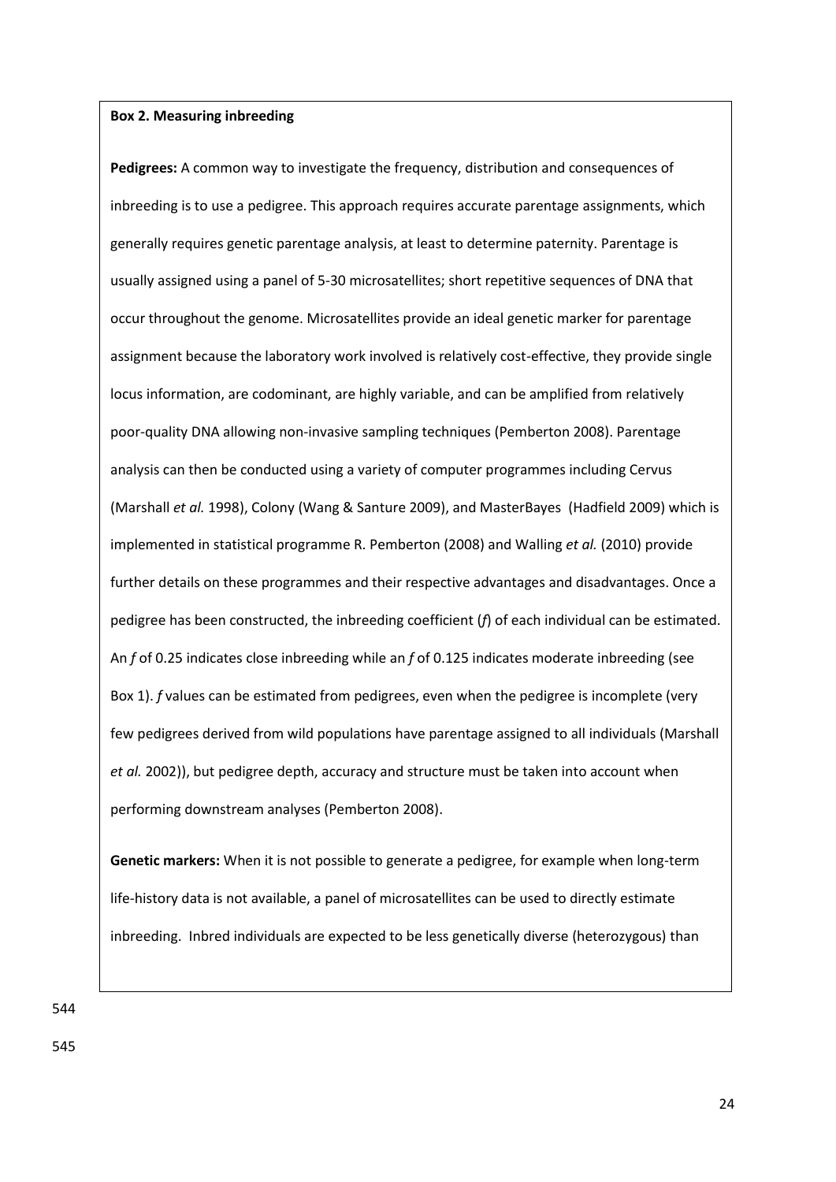**Box 2. Measuring inbreeding**

**Pedigrees:** A common way to investigate the frequency, distribution and consequences of inbreeding is to use a pedigree. This approach requires accurate parentage assignments, which generally requires genetic parentage analysis, at least to determine paternity. Parentage is usually assigned using a panel of 5-30 microsatellites; short repetitive sequences of DNA that occur throughout the genome. Microsatellites provide an ideal genetic marker for parentage assignment because the laboratory work involved is relatively cost-effective, they provide single locus information, are codominant, are highly variable, and can be amplified from relatively poor-quality DNA allowing non-invasive sampling techniques (Pemberton 2008). Parentage analysis can then be conducted using a variety of computer programmes including Cervus (Marshall *et al.* 1998), Colony (Wang & Santure 2009), and MasterBayes (Hadfield 2009) which is implemented in statistical programme R. Pemberton (2008) and Walling *et al.* (2010) provide further details on these programmes and their respective advantages and disadvantages. Once a pedigree has been constructed, the inbreeding coefficient (*f*) of each individual can be estimated. An *f* of 0.25 indicates close inbreeding while an *f* of 0.125 indicates moderate inbreeding (see Box 1). *f* values can be estimated from pedigrees, even when the pedigree is incomplete (very few pedigrees derived from wild populations have parentage assigned to all individuals (Marshall *et al.* 2002)), but pedigree depth, accuracy and structure must be taken into account when performing downstream analyses (Pemberton 2008).

**Genetic markers:** When it is not possible to generate a pedigree, for example when long-term life-history data is not available, a panel of microsatellites can be used to directly estimate inbreeding. Inbred individuals are expected to be less genetically diverse (heterozygous) than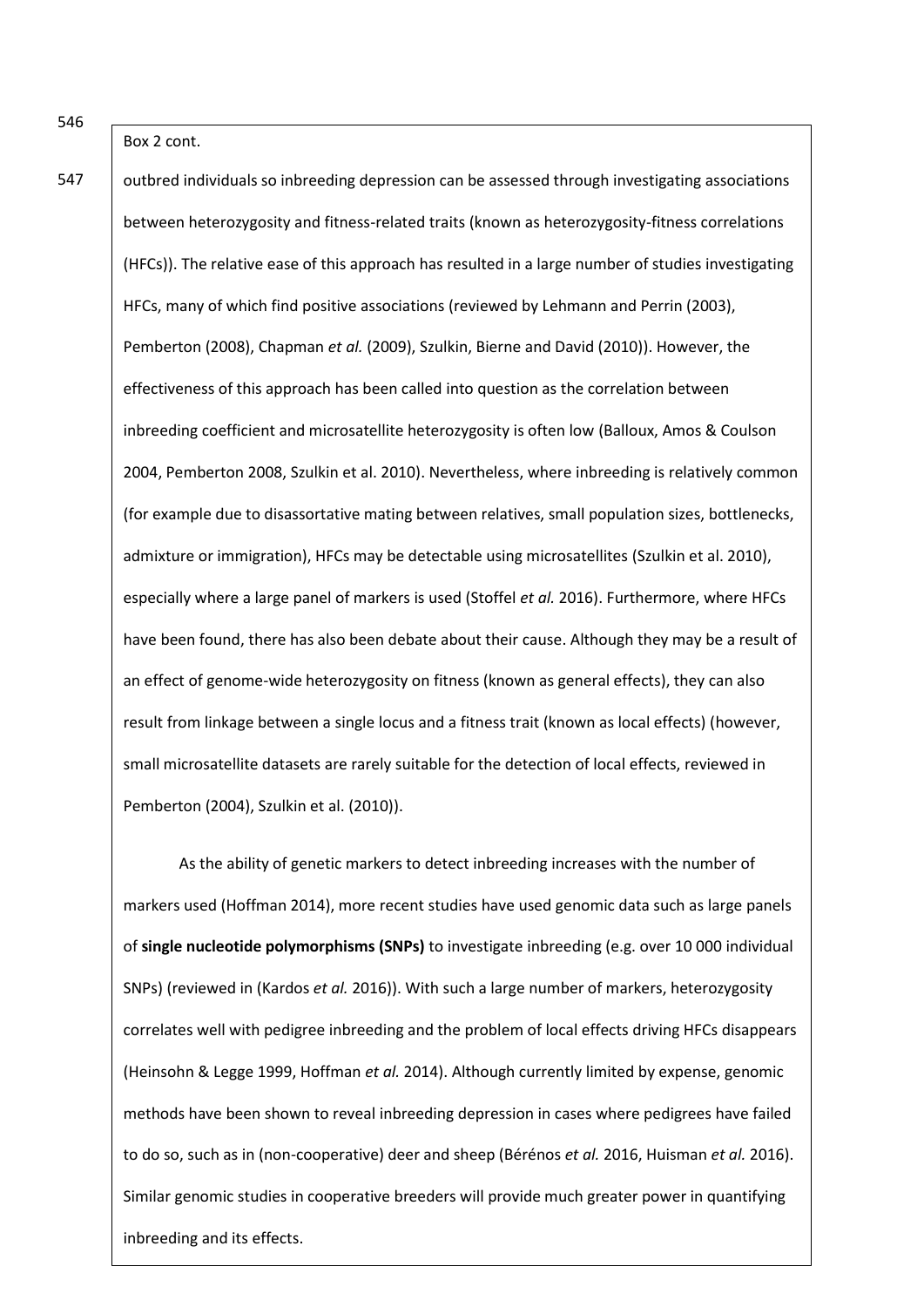Box 2 cont.

outbred individuals so inbreeding depression can be assessed through investigating associations between heterozygosity and fitness-related traits (known as heterozygosity-fitness correlations (HFCs)). The relative ease of this approach has resulted in a large number of studies investigating HFCs, many of which find positive associations (reviewed by Lehmann and Perrin (2003), Pemberton (2008), Chapman *et al.* (2009), Szulkin, Bierne and David (2010)). However, the effectiveness of this approach has been called into question as the correlation between inbreeding coefficient and microsatellite heterozygosity is often low (Balloux, Amos & Coulson 2004, Pemberton 2008, Szulkin et al. 2010). Nevertheless, where inbreeding is relatively common (for example due to disassortative mating between relatives, small population sizes, bottlenecks, admixture or immigration), HFCs may be detectable using microsatellites (Szulkin et al. 2010), especially where a large panel of markers is used (Stoffel *et al.* 2016). Furthermore, where HFCs have been found, there has also been debate about their cause. Although they may be a result of an effect of genome-wide heterozygosity on fitness (known as general effects), they can also result from linkage between a single locus and a fitness trait (known as local effects) (however, small microsatellite datasets are rarely suitable for the detection of local effects, reviewed in Pemberton (2004), Szulkin et al. (2010)).

As the ability of genetic markers to detect inbreeding increases with the number of markers used (Hoffman 2014), more recent studies have used genomic data such as large panels of **single nucleotide polymorphisms (SNPs)** to investigate inbreeding (e.g. over 10 000 individual SNPs) (reviewed in (Kardos *et al.* 2016)). With such a large number of markers, heterozygosity correlates well with pedigree inbreeding and the problem of local effects driving HFCs disappears (Heinsohn & Legge 1999, Hoffman *et al.* 2014). Although currently limited by expense, genomic methods have been shown to reveal inbreeding depression in cases where pedigrees have failed to do so, such as in (non-cooperative) deer and sheep (Bérénos *et al.* 2016, Huisman *et al.* 2016). Similar genomic studies in cooperative breeders will provide much greater power in quantifying inbreeding and its effects.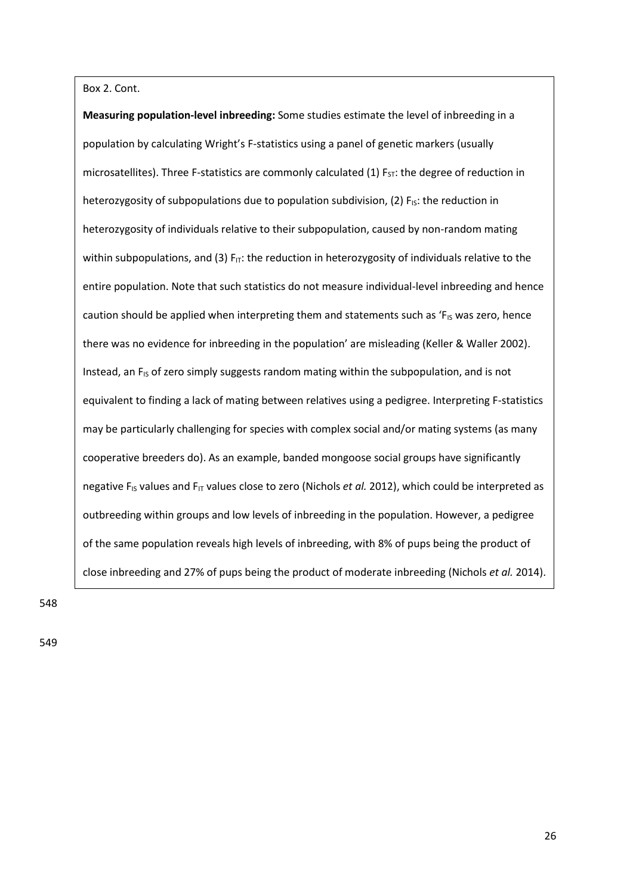Box 2. Cont.

**Measuring population-level inbreeding:** Some studies estimate the level of inbreeding in a population by calculating Wright's F-statistics using a panel of genetic markers (usually microsatellites). Three F-statistics are commonly calculated (1) $F_{ST}$: the degree of reduction in heterozygosity of subpopulations due to population subdivision, (2) $F_{IS}$: the reduction in heterozygosity of individuals relative to their subpopulation, caused by non-random mating within subpopulations, and (3) $F_{IT}$: the reduction in heterozygosity of individuals relative to the entire population. Note that such statistics do not measure individual-level inbreeding and hence caution should be applied when interpreting them and statements such as '$F_{IS}$ was zero, hence there was no evidence for inbreeding in the population' are misleading (Keller & Waller 2002). Instead, an $F_{IS}$ of zero simply suggests random mating within the subpopulation, and is not equivalent to finding a lack of mating between relatives using a pedigree. Interpreting F-statistics may be particularly challenging for species with complex social and/or mating systems (as many cooperative breeders do). As an example, banded mongoose social groups have significantly negative $F_{IS}$ values and $F_{IT}$ values close to zero (Nichols *et al.* 2012), which could be interpreted as outbreeding within groups and low levels of inbreeding in the population. However, a pedigree of the same population reveals high levels of inbreeding, with 8% of pups being the product of close inbreeding and 27% of pups being the product of moderate inbreeding (Nichols *et al.* 2014).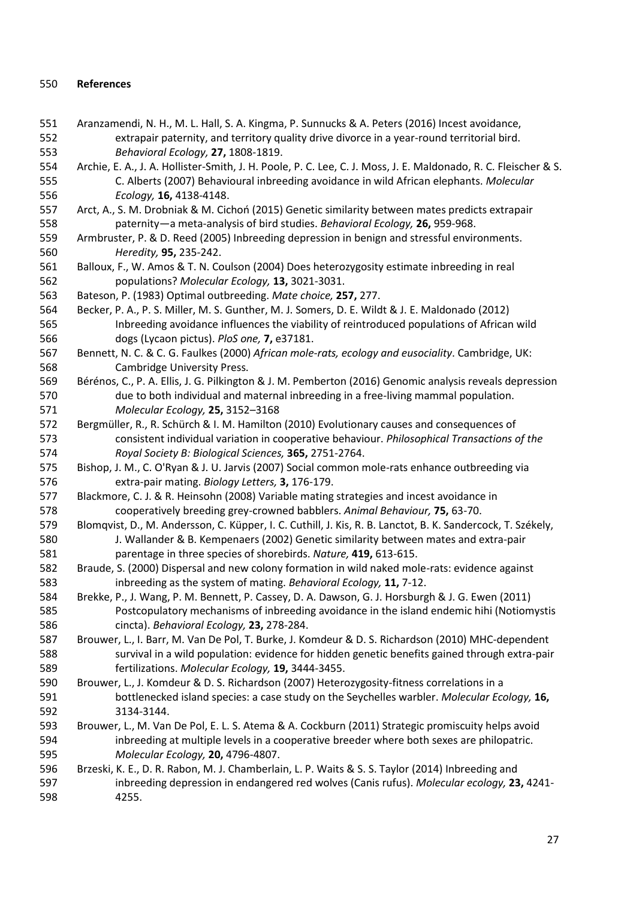**References**

Aranzamendi, N. H., M. L. Hall, S. A. Kingma, P. Sunnucks & A. Peters (2016) Incest avoidance, extrapair paternity, and territory quality drive divorce in a year-round territorial bird. *Behavioral Ecology,* **27,** 1808-1819.

Archie, E. A., J. A. Hollister-Smith, J. H. Poole, P. C. Lee, C. J. Moss, J. E. Maldonado, R. C. Fleischer & S. C. Alberts (2007) Behavioural inbreeding avoidance in wild African elephants. *Molecular Ecology,* **16,** 4138-4148.

Arct, A., S. M. Drobniak & M. Cichoń (2015) Genetic similarity between mates predicts extrapair paternity—a meta-analysis of bird studies. *Behavioral Ecology,* **26,** 959-968.

Armbruster, P. & D. Reed (2005) Inbreeding depression in benign and stressful environments. *Heredity,* **95,** 235-242.

Balloux, F., W. Amos & T. N. Coulson (2004) Does heterozygosity estimate inbreeding in real populations? *Molecular Ecology,* **13,** 3021-3031.

Bateson, P. (1983) Optimal outbreeding. *Mate choice,* **257,** 277.

Becker, P. A., P. S. Miller, M. S. Gunther, M. J. Somers, D. E. Wildt & J. E. Maldonado (2012) Inbreeding avoidance influences the viability of reintroduced populations of African wild dogs (Lycaon pictus). *PloS one,* **7,** e37181.

Bennett, N. C. & C. G. Faulkes (2000) *African mole-rats, ecology and eusociality*. Cambridge, UK: Cambridge University Press.

Bérénos, C., P. A. Ellis, J. G. Pilkington & J. M. Pemberton (2016) Genomic analysis reveals depression due to both individual and maternal inbreeding in a free-living mammal population. *Molecular Ecology,* **25,** 3152–3168

Bergmüller, R., R. Schürch & I. M. Hamilton (2010) Evolutionary causes and consequences of consistent individual variation in cooperative behaviour. *Philosophical Transactions of the Royal Society B: Biological Sciences,* **365,** 2751-2764.

Bishop, J. M., C. O'Ryan & J. U. Jarvis (2007) Social common mole-rats enhance outbreeding via extra-pair mating. *Biology Letters,* **3,** 176-179.

Blackmore, C. J. & R. Heinsohn (2008) Variable mating strategies and incest avoidance in cooperatively breeding grey-crowned babblers. *Animal Behaviour,* **75,** 63-70.

Blomqvist, D., M. Andersson, C. Küpper, I. C. Cuthill, J. Kis, R. B. Lanctot, B. K. Sandercock, T. Székely, J. Wallander & B. Kempenaers (2002) Genetic similarity between mates and extra-pair parentage in three species of shorebirds. *Nature,* **419,** 613-615.

Braude, S. (2000) Dispersal and new colony formation in wild naked mole-rats: evidence against inbreeding as the system of mating. *Behavioral Ecology,* **11,** 7-12.

Brekke, P., J. Wang, P. M. Bennett, P. Cassey, D. A. Dawson, G. J. Horsburgh & J. G. Ewen (2011) Postcopulatory mechanisms of inbreeding avoidance in the island endemic hihi (Notiomystis cincta). *Behavioral Ecology,* **23,** 278-284.

Brouwer, L., I. Barr, M. Van De Pol, T. Burke, J. Komdeur & D. S. Richardson (2010) MHC-dependent survival in a wild population: evidence for hidden genetic benefits gained through extra-pair fertilizations. *Molecular Ecology,* **19,** 3444-3455.

Brouwer, L., J. Komdeur & D. S. Richardson (2007) Heterozygosity-fitness correlations in a bottlenecked island species: a case study on the Seychelles warbler. *Molecular Ecology,* **16,** 3134-3144.

Brouwer, L., M. Van De Pol, E. L. S. Atema & A. Cockburn (2011) Strategic promiscuity helps avoid inbreeding at multiple levels in a cooperative breeder where both sexes are philopatric. *Molecular Ecology,* **20,** 4796-4807.

Brzeski, K. E., D. R. Rabon, M. J. Chamberlain, L. P. Waits & S. S. Taylor (2014) Inbreeding and inbreeding depression in endangered red wolves (Canis rufus). *Molecular ecology,* **23,** 4241-4255.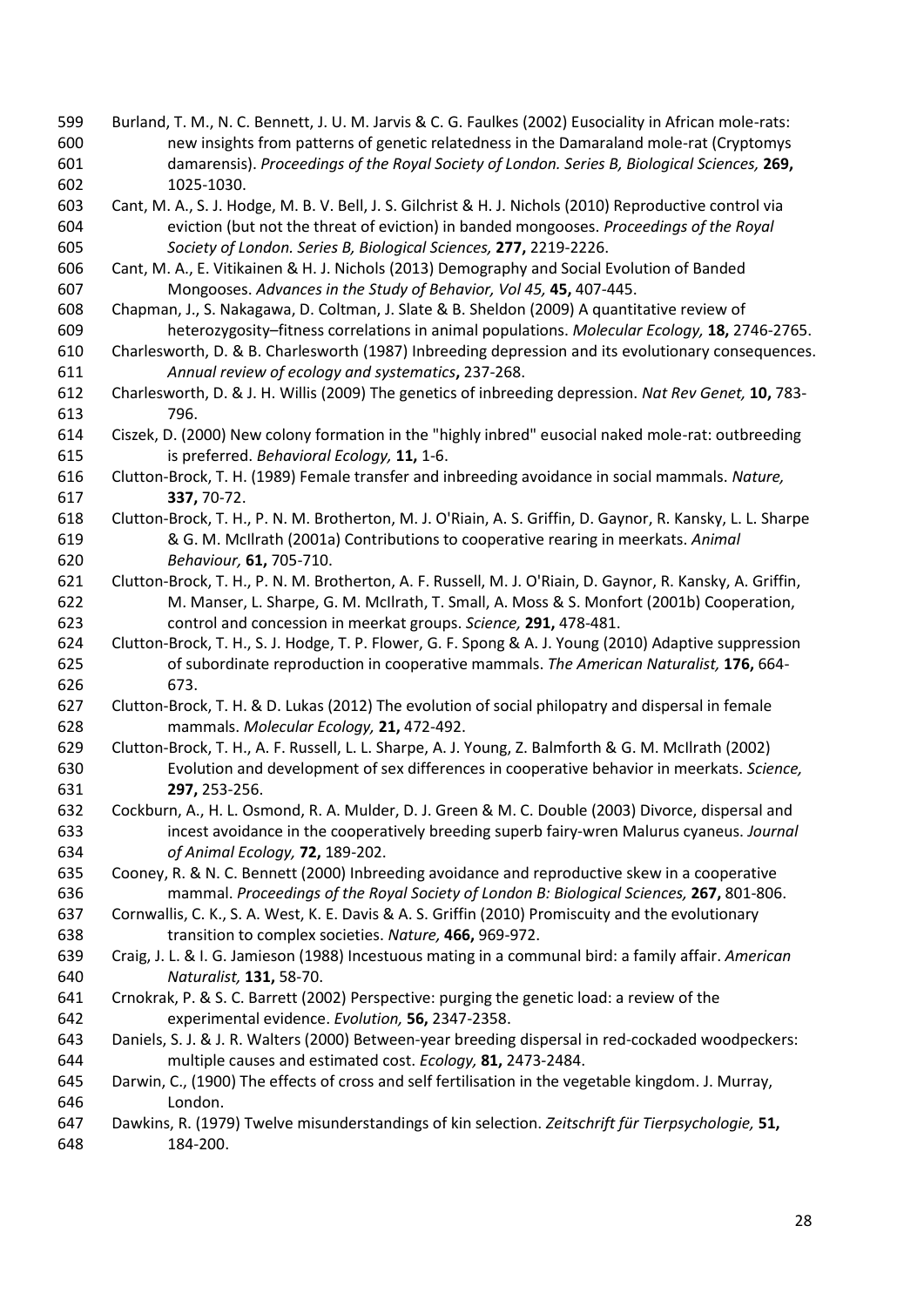Burland, T. M., N. C. Bennett, J. U. M. Jarvis & C. G. Faulkes (2002) Eusociality in African mole-rats: new insights from patterns of genetic relatedness in the Damaraland mole-rat (Cryptomys damarensis). *Proceedings of the Royal Society of London. Series B, Biological Sciences,* **269,** 1025-1030.

Cant, M. A., S. J. Hodge, M. B. V. Bell, J. S. Gilchrist & H. J. Nichols (2010) Reproductive control via eviction (but not the threat of eviction) in banded mongooses. *Proceedings of the Royal Society of London. Series B, Biological Sciences,* **277,** 2219-2226.

Cant, M. A., E. Vitikainen & H. J. Nichols (2013) Demography and Social Evolution of Banded Mongooses. *Advances in the Study of Behavior, Vol 45,* **45,** 407-445.

Chapman, J., S. Nakagawa, D. Coltman, J. Slate & B. Sheldon (2009) A quantitative review of heterozygosity–fitness correlations in animal populations. *Molecular Ecology,* **18,** 2746-2765.

Charlesworth, D. & B. Charlesworth (1987) Inbreeding depression and its evolutionary consequences. *Annual review of ecology and systematics***,** 237-268.

Charlesworth, D. & J. H. Willis (2009) The genetics of inbreeding depression. *Nat Rev Genet,* **10,** 783-796.

Ciszek, D. (2000) New colony formation in the "highly inbred" eusocial naked mole-rat: outbreeding is preferred. *Behavioral Ecology,* **11,** 1-6.

Clutton-Brock, T. H. (1989) Female transfer and inbreeding avoidance in social mammals. *Nature,* **337,** 70-72.

Clutton-Brock, T. H., P. N. M. Brotherton, M. J. O'Riain, A. S. Griffin, D. Gaynor, R. Kansky, L. L. Sharpe & G. M. McIlrath (2001a) Contributions to cooperative rearing in meerkats. *Animal Behaviour,* **61,** 705-710.

Clutton-Brock, T. H., P. N. M. Brotherton, A. F. Russell, M. J. O'Riain, D. Gaynor, R. Kansky, A. Griffin, M. Manser, L. Sharpe, G. M. McIlrath, T. Small, A. Moss & S. Monfort (2001b) Cooperation, control and concession in meerkat groups. *Science,* **291,** 478-481.

Clutton-Brock, T. H., S. J. Hodge, T. P. Flower, G. F. Spong & A. J. Young (2010) Adaptive suppression of subordinate reproduction in cooperative mammals. *The American Naturalist,* **176,** 664-673.

Clutton-Brock, T. H. & D. Lukas (2012) The evolution of social philopatry and dispersal in female mammals. *Molecular Ecology,* **21,** 472-492.

Clutton-Brock, T. H., A. F. Russell, L. L. Sharpe, A. J. Young, Z. Balmforth & G. M. McIlrath (2002) Evolution and development of sex differences in cooperative behavior in meerkats. *Science,* **297,** 253-256.

Cockburn, A., H. L. Osmond, R. A. Mulder, D. J. Green & M. C. Double (2003) Divorce, dispersal and incest avoidance in the cooperatively breeding superb fairy-wren Malurus cyaneus. *Journal of Animal Ecology,* **72,** 189-202.

Cooney, R. & N. C. Bennett (2000) Inbreeding avoidance and reproductive skew in a cooperative mammal. *Proceedings of the Royal Society of London B: Biological Sciences,* **267,** 801-806.

Cornwallis, C. K., S. A. West, K. E. Davis & A. S. Griffin (2010) Promiscuity and the evolutionary transition to complex societies. *Nature,* **466,** 969-972.

Craig, J. L. & I. G. Jamieson (1988) Incestuous mating in a communal bird: a family affair. *American Naturalist,* **131,** 58-70.

Crnokrak, P. & S. C. Barrett (2002) Perspective: purging the genetic load: a review of the experimental evidence. *Evolution,* **56,** 2347-2358.

Daniels, S. J. & J. R. Walters (2000) Between-year breeding dispersal in red-cockaded woodpeckers: multiple causes and estimated cost. *Ecology,* **81,** 2473-2484.

Darwin, C., (1900) The effects of cross and self fertilisation in the vegetable kingdom. J. Murray, London.

Dawkins, R. (1979) Twelve misunderstandings of kin selection. *Zeitschrift für Tierpsychologie,* **51,** 184-200.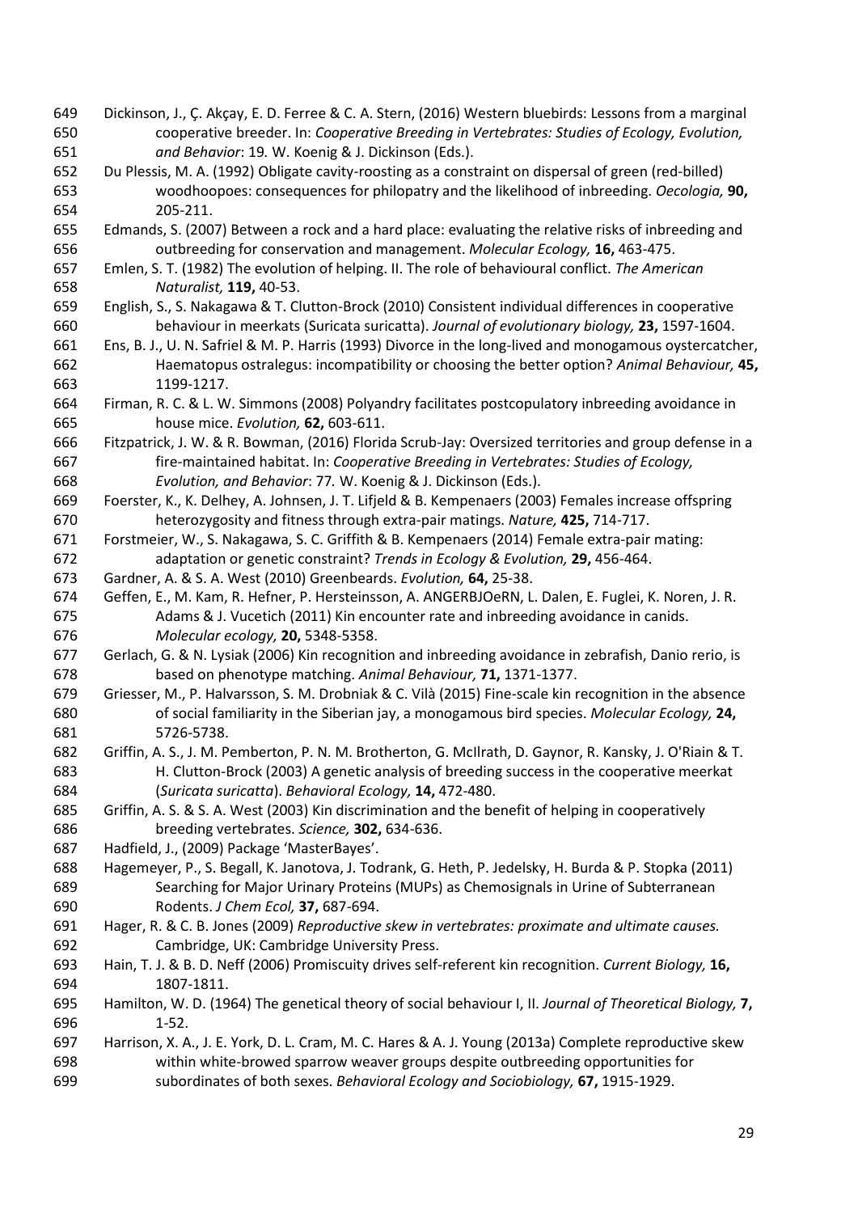Dickinson, J., Ç. Akçay, E. D. Ferree & C. A. Stern, (2016) Western bluebirds: Lessons from a marginal cooperative breeder. In: *Cooperative Breeding in Vertebrates: Studies of Ecology, Evolution, and Behavior*: 19. W. Koenig & J. Dickinson (Eds.).

Du Plessis, M. A. (1992) Obligate cavity-roosting as a constraint on dispersal of green (red-billed) woodhoopoes: consequences for philopatry and the likelihood of inbreeding. *Oecologia,* **90,** 205-211.

Edmands, S. (2007) Between a rock and a hard place: evaluating the relative risks of inbreeding and outbreeding for conservation and management. *Molecular Ecology,* **16,** 463-475.

Emlen, S. T. (1982) The evolution of helping. II. The role of behavioural conflict. *The American Naturalist,* **119,** 40-53.

English, S., S. Nakagawa & T. Clutton-Brock (2010) Consistent individual differences in cooperative behaviour in meerkats (Suricata suricatta). *Journal of evolutionary biology,* **23,** 1597-1604.

Ens, B. J., U. N. Safriel & M. P. Harris (1993) Divorce in the long-lived and monogamous oystercatcher, Haematopus ostralegus: incompatibility or choosing the better option? *Animal Behaviour,* **45,** 1199-1217.

Firman, R. C. & L. W. Simmons (2008) Polyandry facilitates postcopulatory inbreeding avoidance in house mice. *Evolution,* **62,** 603-611.

Fitzpatrick, J. W. & R. Bowman, (2016) Florida Scrub-Jay: Oversized territories and group defense in a fire-maintained habitat. In: *Cooperative Breeding in Vertebrates: Studies of Ecology, Evolution, and Behavior*: 77*.* W. Koenig & J. Dickinson (Eds.).

Foerster, K., K. Delhey, A. Johnsen, J. T. Lifjeld & B. Kempenaers (2003) Females increase offspring heterozygosity and fitness through extra-pair matings. *Nature,* **425,** 714-717.

Forstmeier, W., S. Nakagawa, S. C. Griffith & B. Kempenaers (2014) Female extra-pair mating: adaptation or genetic constraint? *Trends in Ecology & Evolution,* **29,** 456-464.

Gardner, A. & S. A. West (2010) Greenbeards. *Evolution,* **64,** 25-38.

Geffen, E., M. Kam, R. Hefner, P. Hersteinsson, A. ANGERBJOeRN, L. Dalen, E. Fuglei, K. Noren, J. R. Adams & J. Vucetich (2011) Kin encounter rate and inbreeding avoidance in canids. *Molecular ecology,* **20,** 5348-5358.

Gerlach, G. & N. Lysiak (2006) Kin recognition and inbreeding avoidance in zebrafish, Danio rerio, is based on phenotype matching. *Animal Behaviour,* **71,** 1371-1377.

Griesser, M., P. Halvarsson, S. M. Drobniak & C. Vilà (2015) Fine-scale kin recognition in the absence of social familiarity in the Siberian jay, a monogamous bird species. *Molecular Ecology,* **24,** 5726-5738.

Griffin, A. S., J. M. Pemberton, P. N. M. Brotherton, G. McIlrath, D. Gaynor, R. Kansky, J. O'Riain & T. H. Clutton-Brock (2003) A genetic analysis of breeding success in the cooperative meerkat (*Suricata suricatta*). *Behavioral Ecology,* **14,** 472-480.

Griffin, A. S. & S. A. West (2003) Kin discrimination and the benefit of helping in cooperatively breeding vertebrates. *Science,* **302,** 634-636.

Hadfield, J., (2009) Package 'MasterBayes'.

Hagemeyer, P., S. Begall, K. Janotova, J. Todrank, G. Heth, P. Jedelsky, H. Burda & P. Stopka (2011) Searching for Major Urinary Proteins (MUPs) as Chemosignals in Urine of Subterranean Rodents. *J Chem Ecol,* **37,** 687-694.

Hager, R. & C. B. Jones (2009) *Reproductive skew in vertebrates: proximate and ultimate causes.* Cambridge, UK: Cambridge University Press.

Hain, T. J. & B. D. Neff (2006) Promiscuity drives self-referent kin recognition. *Current Biology,* **16,** 1807-1811.

Hamilton, W. D. (1964) The genetical theory of social behaviour I, II. *Journal of Theoretical Biology,* **7,** 1-52.

Harrison, X. A., J. E. York, D. L. Cram, M. C. Hares & A. J. Young (2013a) Complete reproductive skew within white-browed sparrow weaver groups despite outbreeding opportunities for subordinates of both sexes. *Behavioral Ecology and Sociobiology,* **67,** 1915-1929.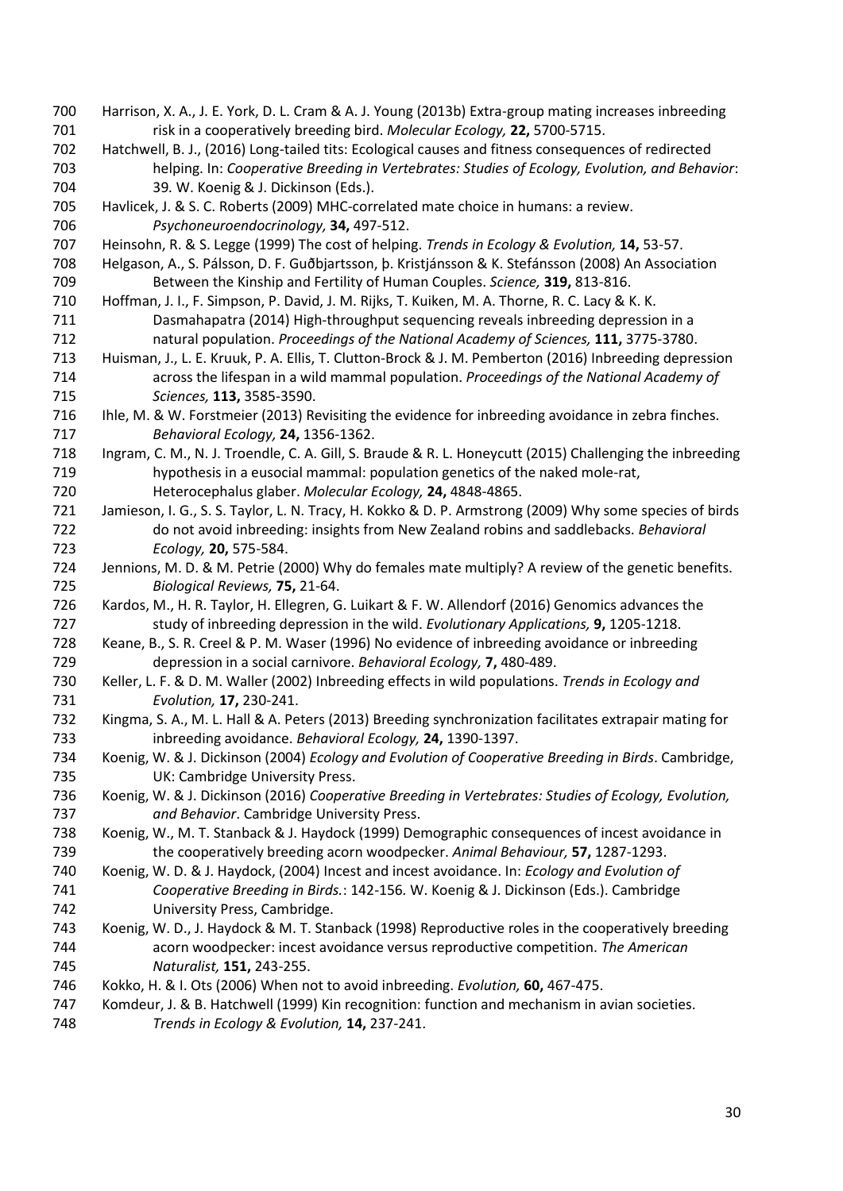Harrison, X. A., J. E. York, D. L. Cram & A. J. Young (2013b) Extra-group mating increases inbreeding risk in a cooperatively breeding bird. *Molecular Ecology,* **22,** 5700-5715.

Hatchwell, B. J., (2016) Long-tailed tits: Ecological causes and fitness consequences of redirected helping. In: *Cooperative Breeding in Vertebrates: Studies of Ecology, Evolution, and Behavior*: 39*.* W. Koenig & J. Dickinson (Eds.).

Havlicek, J. & S. C. Roberts (2009) MHC-correlated mate choice in humans: a review. *Psychoneuroendocrinology,* **34,** 497-512.

Heinsohn, R. & S. Legge (1999) The cost of helping. *Trends in Ecology & Evolution,* **14,** 53-57.

Helgason, A., S. Pálsson, D. F. Guðbjartsson, þ. Kristjánsson & K. Stefánsson (2008) An Association Between the Kinship and Fertility of Human Couples. *Science,* **319,** 813-816.

Hoffman, J. I., F. Simpson, P. David, J. M. Rijks, T. Kuiken, M. A. Thorne, R. C. Lacy & K. K. Dasmahapatra (2014) High-throughput sequencing reveals inbreeding depression in a natural population. *Proceedings of the National Academy of Sciences,* **111,** 3775-3780.

Huisman, J., L. E. Kruuk, P. A. Ellis, T. Clutton-Brock & J. M. Pemberton (2016) Inbreeding depression across the lifespan in a wild mammal population. *Proceedings of the National Academy of Sciences,* **113,** 3585-3590.

Ihle, M. & W. Forstmeier (2013) Revisiting the evidence for inbreeding avoidance in zebra finches. *Behavioral Ecology,* **24,** 1356-1362.

Ingram, C. M., N. J. Troendle, C. A. Gill, S. Braude & R. L. Honeycutt (2015) Challenging the inbreeding hypothesis in a eusocial mammal: population genetics of the naked mole-rat, Heterocephalus glaber. *Molecular Ecology,* **24,** 4848-4865.

Jamieson, I. G., S. S. Taylor, L. N. Tracy, H. Kokko & D. P. Armstrong (2009) Why some species of birds do not avoid inbreeding: insights from New Zealand robins and saddlebacks. *Behavioral Ecology,* **20,** 575-584.

Jennions, M. D. & M. Petrie (2000) Why do females mate multiply? A review of the genetic benefits. *Biological Reviews,* **75,** 21-64.

Kardos, M., H. R. Taylor, H. Ellegren, G. Luikart & F. W. Allendorf (2016) Genomics advances the study of inbreeding depression in the wild. *Evolutionary Applications,* **9,** 1205-1218.

Keane, B., S. R. Creel & P. M. Waser (1996) No evidence of inbreeding avoidance or inbreeding depression in a social carnivore. *Behavioral Ecology,* **7,** 480-489.

Keller, L. F. & D. M. Waller (2002) Inbreeding effects in wild populations. *Trends in Ecology and Evolution,* **17,** 230-241.

Kingma, S. A., M. L. Hall & A. Peters (2013) Breeding synchronization facilitates extrapair mating for inbreeding avoidance. *Behavioral Ecology,* **24,** 1390-1397.

Koenig, W. & J. Dickinson (2004) *Ecology and Evolution of Cooperative Breeding in Birds*. Cambridge, UK: Cambridge University Press.

Koenig, W. & J. Dickinson (2016) *Cooperative Breeding in Vertebrates: Studies of Ecology, Evolution, and Behavior*. Cambridge University Press.

Koenig, W., M. T. Stanback & J. Haydock (1999) Demographic consequences of incest avoidance in the cooperatively breeding acorn woodpecker. *Animal Behaviour,* **57,** 1287-1293.

Koenig, W. D. & J. Haydock, (2004) Incest and incest avoidance. In: *Ecology and Evolution of Cooperative Breeding in Birds.*: 142-156*.* W. Koenig & J. Dickinson (Eds.). Cambridge University Press, Cambridge.

Koenig, W. D., J. Haydock & M. T. Stanback (1998) Reproductive roles in the cooperatively breeding acorn woodpecker: incest avoidance versus reproductive competition. *The American Naturalist,* **151,** 243-255.

Kokko, H. & I. Ots (2006) When not to avoid inbreeding. *Evolution,* **60,** 467-475.

Komdeur, J. & B. Hatchwell (1999) Kin recognition: function and mechanism in avian societies. *Trends in Ecology & Evolution,* **14,** 237-241.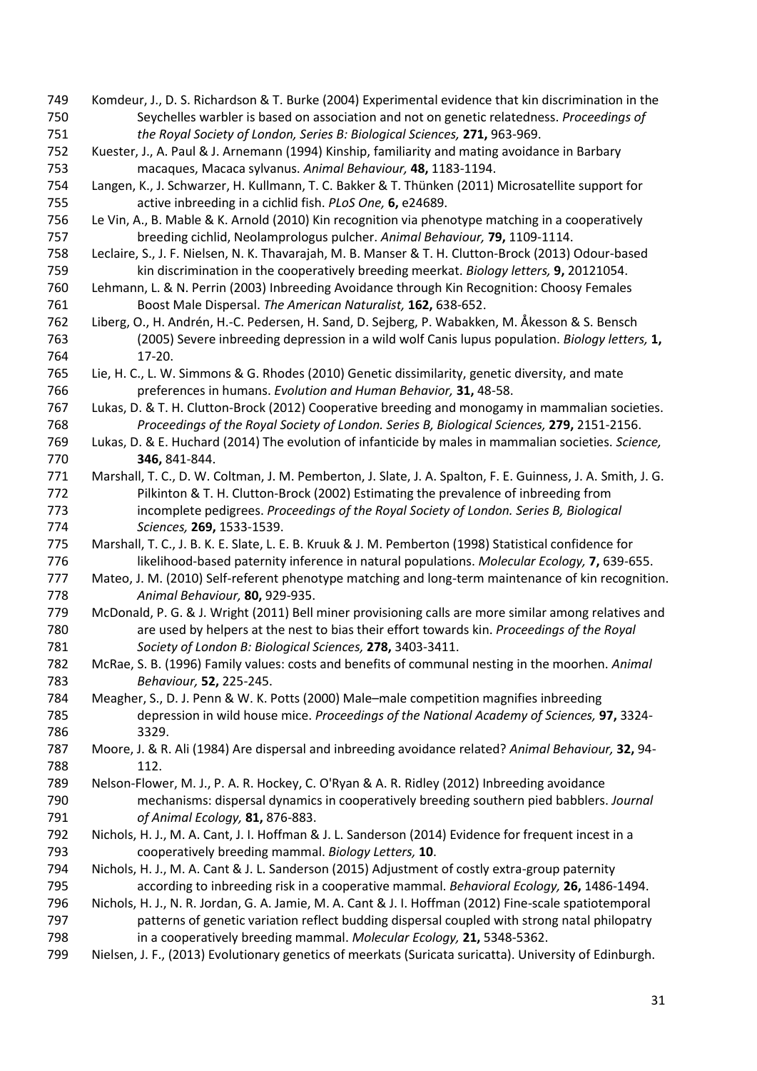749 Komdeur, J., D. S. Richardson & T. Burke (2004) Experimental evidence that kin discrimination in the
750 Seychelles warbler is based on association and not on genetic relatedness. *Proceedings of*
751 *the Royal Society of London, Series B: Biological Sciences,* **271,** 963-969.
752 Kuester, J., A. Paul & J. Arnemann (1994) Kinship, familiarity and mating avoidance in Barbary
753 macaques, Macaca sylvanus. *Animal Behaviour,* **48,** 1183-1194.
754 Langen, K., J. Schwarzer, H. Kullmann, T. C. Bakker & T. Thünken (2011) Microsatellite support for
755 active inbreeding in a cichlid fish. *PLoS One,* **6,** e24689.
756 Le Vin, A., B. Mable & K. Arnold (2010) Kin recognition via phenotype matching in a cooperatively
757 breeding cichlid, Neolamprologus pulcher. *Animal Behaviour,* **79,** 1109-1114.
758 Leclaire, S., J. F. Nielsen, N. K. Thavarajah, M. B. Manser & T. H. Clutton-Brock (2013) Odour-based
759 kin discrimination in the cooperatively breeding meerkat. *Biology letters,* **9,** 20121054.
760 Lehmann, L. & N. Perrin (2003) Inbreeding Avoidance through Kin Recognition: Choosy Females
761 Boost Male Dispersal. *The American Naturalist,* **162,** 638-652.
762 Liberg, O., H. Andrén, H.-C. Pedersen, H. Sand, D. Sejberg, P. Wabakken, M. Åkesson & S. Bensch
763 (2005) Severe inbreeding depression in a wild wolf Canis lupus population. *Biology letters,* **1,**
764 17-20.
765 Lie, H. C., L. W. Simmons & G. Rhodes (2010) Genetic dissimilarity, genetic diversity, and mate
766 preferences in humans. *Evolution and Human Behavior,* **31,** 48-58.
767 Lukas, D. & T. H. Clutton-Brock (2012) Cooperative breeding and monogamy in mammalian societies.
768 *Proceedings of the Royal Society of London. Series B, Biological Sciences,* **279,** 2151-2156.
769 Lukas, D. & E. Huchard (2014) The evolution of infanticide by males in mammalian societies. *Science,*
770 **346,** 841-844.
771 Marshall, T. C., D. W. Coltman, J. M. Pemberton, J. Slate, J. A. Spalton, F. E. Guinness, J. A. Smith, J. G.
772 Pilkinton & T. H. Clutton-Brock (2002) Estimating the prevalence of inbreeding from
773 incomplete pedigrees. *Proceedings of the Royal Society of London. Series B, Biological*
774 *Sciences,* **269,** 1533-1539.
775 Marshall, T. C., J. B. K. E. Slate, L. E. B. Kruuk & J. M. Pemberton (1998) Statistical confidence for
776 likelihood-based paternity inference in natural populations. *Molecular Ecology,* **7,** 639-655.
777 Mateo, J. M. (2010) Self-referent phenotype matching and long-term maintenance of kin recognition.
778 *Animal Behaviour,* **80,** 929-935.
779 McDonald, P. G. & J. Wright (2011) Bell miner provisioning calls are more similar among relatives and
780 are used by helpers at the nest to bias their effort towards kin. *Proceedings of the Royal*
781 *Society of London B: Biological Sciences,* **278,** 3403-3411.
782 McRae, S. B. (1996) Family values: costs and benefits of communal nesting in the moorhen. *Animal*
783 *Behaviour,* **52,** 225-245.
784 Meagher, S., D. J. Penn & W. K. Potts (2000) Male–male competition magnifies inbreeding
785 depression in wild house mice. *Proceedings of the National Academy of Sciences,* **97,** 3324-
786 3329.
787 Moore, J. & R. Ali (1984) Are dispersal and inbreeding avoidance related? *Animal Behaviour,* **32,** 94-
788 112.
789 Nelson-Flower, M. J., P. A. R. Hockey, C. O'Ryan & A. R. Ridley (2012) Inbreeding avoidance
790 mechanisms: dispersal dynamics in cooperatively breeding southern pied babblers. *Journal*
791 *of Animal Ecology,* **81,** 876-883.
792 Nichols, H. J., M. A. Cant, J. I. Hoffman & J. L. Sanderson (2014) Evidence for frequent incest in a
793 cooperatively breeding mammal. *Biology Letters,* **10**.
794 Nichols, H. J., M. A. Cant & J. L. Sanderson (2015) Adjustment of costly extra-group paternity
795 according to inbreeding risk in a cooperative mammal. *Behavioral Ecology,* **26,** 1486-1494.
796 Nichols, H. J., N. R. Jordan, G. A. Jamie, M. A. Cant & J. I. Hoffman (2012) Fine-scale spatiotemporal
797 patterns of genetic variation reflect budding dispersal coupled with strong natal philopatry
798 in a cooperatively breeding mammal. *Molecular Ecology,* **21,** 5348-5362.
799 Nielsen, J. F., (2013) Evolutionary genetics of meerkats (Suricata suricatta). University of Edinburgh.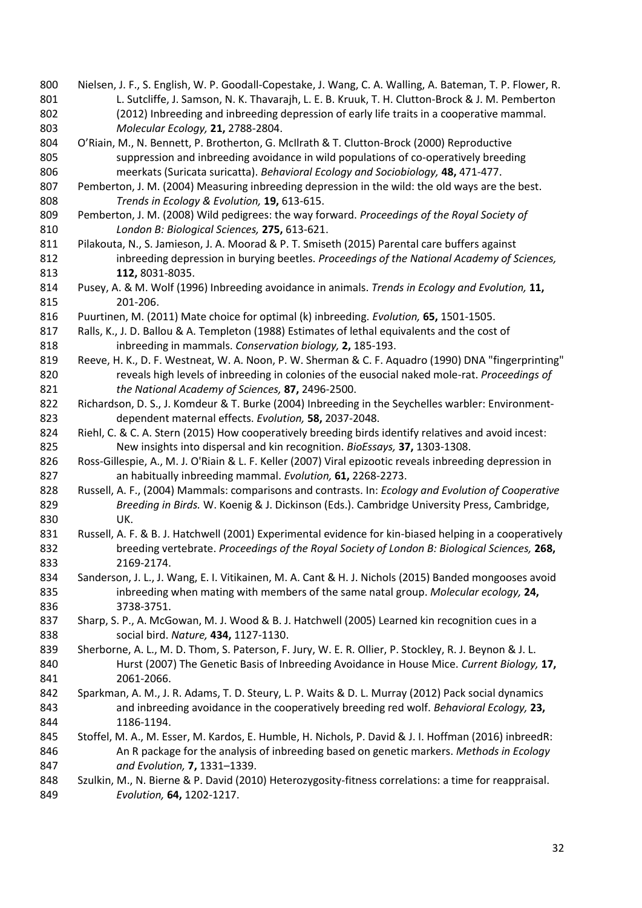Nielsen, J. F., S. English, W. P. Goodall-Copestake, J. Wang, C. A. Walling, A. Bateman, T. P. Flower, R. L. Sutcliffe, J. Samson, N. K. Thavarajh, L. E. B. Kruuk, T. H. Clutton-Brock & J. M. Pemberton (2012) Inbreeding and inbreeding depression of early life traits in a cooperative mammal. *Molecular Ecology,* **21,** 2788-2804.

O'Riain, M., N. Bennett, P. Brotherton, G. McIlrath & T. Clutton-Brock (2000) Reproductive suppression and inbreeding avoidance in wild populations of co-operatively breeding meerkats (Suricata suricatta). *Behavioral Ecology and Sociobiology,* **48,** 471-477.

Pemberton, J. M. (2004) Measuring inbreeding depression in the wild: the old ways are the best. *Trends in Ecology & Evolution,* **19,** 613-615.

Pemberton, J. M. (2008) Wild pedigrees: the way forward. *Proceedings of the Royal Society of London B: Biological Sciences,* **275,** 613-621.

Pilakouta, N., S. Jamieson, J. A. Moorad & P. T. Smiseth (2015) Parental care buffers against inbreeding depression in burying beetles. *Proceedings of the National Academy of Sciences,* **112,** 8031-8035.

Pusey, A. & M. Wolf (1996) Inbreeding avoidance in animals. *Trends in Ecology and Evolution,* **11,** 201-206.

Puurtinen, M. (2011) Mate choice for optimal (k) inbreeding. *Evolution,* **65,** 1501-1505.

Ralls, K., J. D. Ballou & A. Templeton (1988) Estimates of lethal equivalents and the cost of inbreeding in mammals. *Conservation biology,* **2,** 185-193.

Reeve, H. K., D. F. Westneat, W. A. Noon, P. W. Sherman & C. F. Aquadro (1990) DNA "fingerprinting" reveals high levels of inbreeding in colonies of the eusocial naked mole-rat. *Proceedings of the National Academy of Sciences,* **87,** 2496-2500.

Richardson, D. S., J. Komdeur & T. Burke (2004) Inbreeding in the Seychelles warbler: Environment-dependent maternal effects. *Evolution,* **58,** 2037-2048.

Riehl, C. & C. A. Stern (2015) How cooperatively breeding birds identify relatives and avoid incest: New insights into dispersal and kin recognition. *BioEssays,* **37,** 1303-1308.

Ross-Gillespie, A., M. J. O'Riain & L. F. Keller (2007) Viral epizootic reveals inbreeding depression in an habitually inbreeding mammal. *Evolution,* **61,** 2268-2273.

Russell, A. F., (2004) Mammals: comparisons and contrasts. In: *Ecology and Evolution of Cooperative Breeding in Birds.* W. Koenig & J. Dickinson (Eds.). Cambridge University Press, Cambridge, UK.

Russell, A. F. & B. J. Hatchwell (2001) Experimental evidence for kin-biased helping in a cooperatively breeding vertebrate. *Proceedings of the Royal Society of London B: Biological Sciences,* **268,** 2169-2174.

Sanderson, J. L., J. Wang, E. I. Vitikainen, M. A. Cant & H. J. Nichols (2015) Banded mongooses avoid inbreeding when mating with members of the same natal group. *Molecular ecology,* **24,** 3738-3751.

Sharp, S. P., A. McGowan, M. J. Wood & B. J. Hatchwell (2005) Learned kin recognition cues in a social bird. *Nature,* **434,** 1127-1130.

Sherborne, A. L., M. D. Thom, S. Paterson, F. Jury, W. E. R. Ollier, P. Stockley, R. J. Beynon & J. L. Hurst (2007) The Genetic Basis of Inbreeding Avoidance in House Mice. *Current Biology,* **17,** 2061-2066.

Sparkman, A. M., J. R. Adams, T. D. Steury, L. P. Waits & D. L. Murray (2012) Pack social dynamics and inbreeding avoidance in the cooperatively breeding red wolf. *Behavioral Ecology,* **23,** 1186-1194.

Stoffel, M. A., M. Esser, M. Kardos, E. Humble, H. Nichols, P. David & J. I. Hoffman (2016) inbreedR: An R package for the analysis of inbreeding based on genetic markers. *Methods in Ecology and Evolution,* **7,** 1331–1339.

Szulkin, M., N. Bierne & P. David (2010) Heterozygosity-fitness correlations: a time for reappraisal. *Evolution,* **64,** 1202-1217.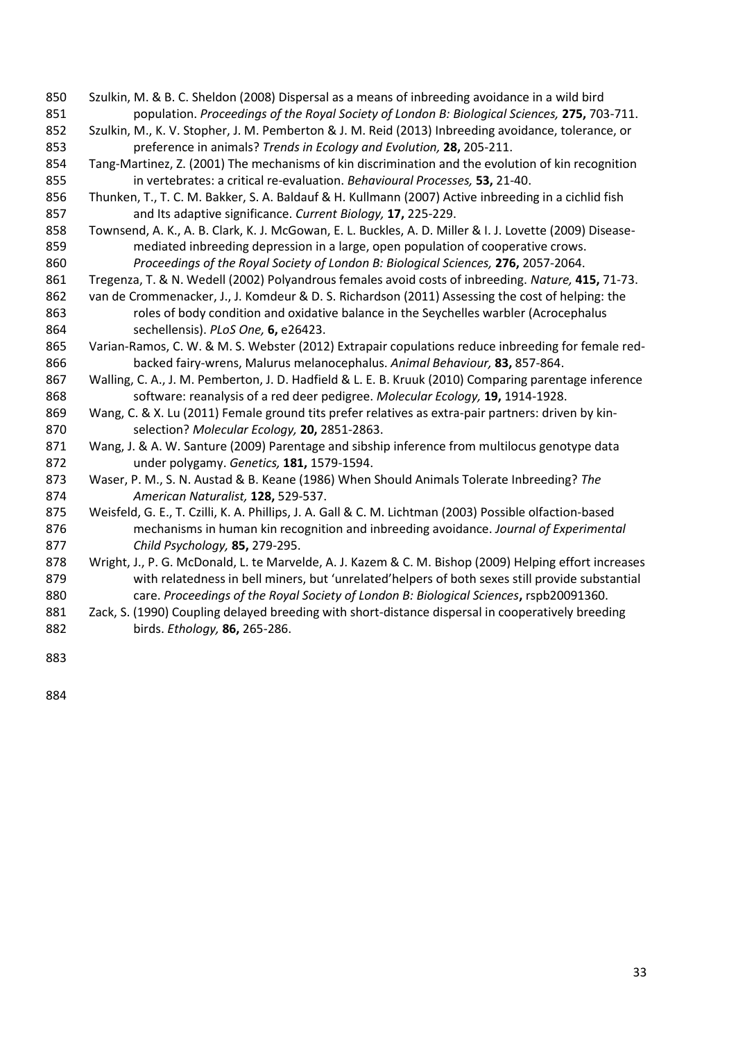Szulkin, M. & B. C. Sheldon (2008) Dispersal as a means of inbreeding avoidance in a wild bird population. *Proceedings of the Royal Society of London B: Biological Sciences,* **275,** 703-711.

Szulkin, M., K. V. Stopher, J. M. Pemberton & J. M. Reid (2013) Inbreeding avoidance, tolerance, or preference in animals? *Trends in Ecology and Evolution,* **28,** 205-211.

Tang-Martinez, Z. (2001) The mechanisms of kin discrimination and the evolution of kin recognition in vertebrates: a critical re-evaluation. *Behavioural Processes,* **53,** 21-40.

Thunken, T., T. C. M. Bakker, S. A. Baldauf & H. Kullmann (2007) Active inbreeding in a cichlid fish and Its adaptive significance. *Current Biology,* **17,** 225-229.

Townsend, A. K., A. B. Clark, K. J. McGowan, E. L. Buckles, A. D. Miller & I. J. Lovette (2009) Disease-mediated inbreeding depression in a large, open population of cooperative crows. *Proceedings of the Royal Society of London B: Biological Sciences,* **276,** 2057-2064.

Tregenza, T. & N. Wedell (2002) Polyandrous females avoid costs of inbreeding. *Nature,* **415,** 71-73.

van de Crommenacker, J., J. Komdeur & D. S. Richardson (2011) Assessing the cost of helping: the roles of body condition and oxidative balance in the Seychelles warbler (Acrocephalus sechellensis). *PLoS One,* **6,** e26423.

Varian-Ramos, C. W. & M. S. Webster (2012) Extrapair copulations reduce inbreeding for female red-backed fairy-wrens, Malurus melanocephalus. *Animal Behaviour,* **83,** 857-864.

Walling, C. A., J. M. Pemberton, J. D. Hadfield & L. E. B. Kruuk (2010) Comparing parentage inference software: reanalysis of a red deer pedigree. *Molecular Ecology,* **19,** 1914-1928.

Wang, C. & X. Lu (2011) Female ground tits prefer relatives as extra-pair partners: driven by kin-selection? *Molecular Ecology,* **20,** 2851-2863.

Wang, J. & A. W. Santure (2009) Parentage and sibship inference from multilocus genotype data under polygamy. *Genetics,* **181,** 1579-1594.

Waser, P. M., S. N. Austad & B. Keane (1986) When Should Animals Tolerate Inbreeding? *The American Naturalist,* **128,** 529-537.

Weisfeld, G. E., T. Czilli, K. A. Phillips, J. A. Gall & C. M. Lichtman (2003) Possible olfaction-based mechanisms in human kin recognition and inbreeding avoidance. *Journal of Experimental Child Psychology,* **85,** 279-295.

Wright, J., P. G. McDonald, L. te Marvelde, A. J. Kazem & C. M. Bishop (2009) Helping effort increases with relatedness in bell miners, but 'unrelated'helpers of both sexes still provide substantial care. *Proceedings of the Royal Society of London B: Biological Sciences***,** rspb20091360.

Zack, S. (1990) Coupling delayed breeding with short-distance dispersal in cooperatively breeding birds. *Ethology,* **86,** 265-286.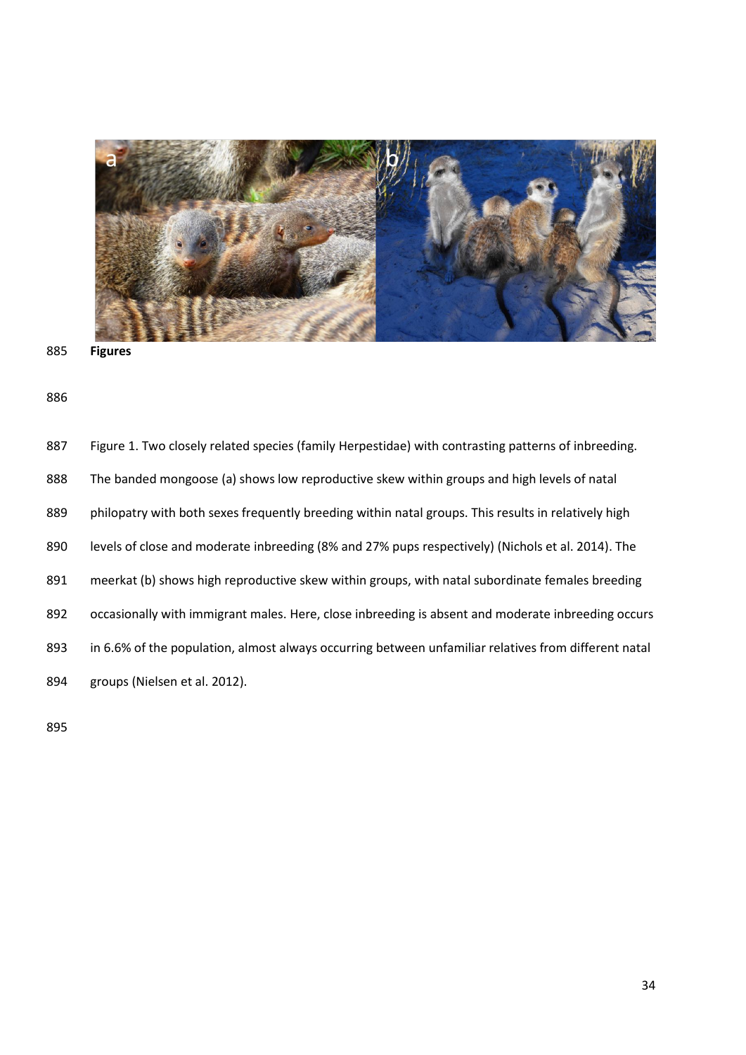## Figures

Figure 1. Two closely related species (family Herpestidae) with contrasting patterns of inbreeding. The banded mongoose (a) shows low reproductive skew within groups and high levels of natal philopatry with both sexes frequently breeding within natal groups. This results in relatively high levels of close and moderate inbreeding (8% and 27% pups respectively) (Nichols et al. 2014). The meerkat (b) shows high reproductive skew within groups, with natal subordinate females breeding occasionally with immigrant males. Here, close inbreeding is absent and moderate inbreeding occurs in 6.6% of the population, almost always occurring between unfamiliar relatives from different natal groups (Nielsen et al. 2012).